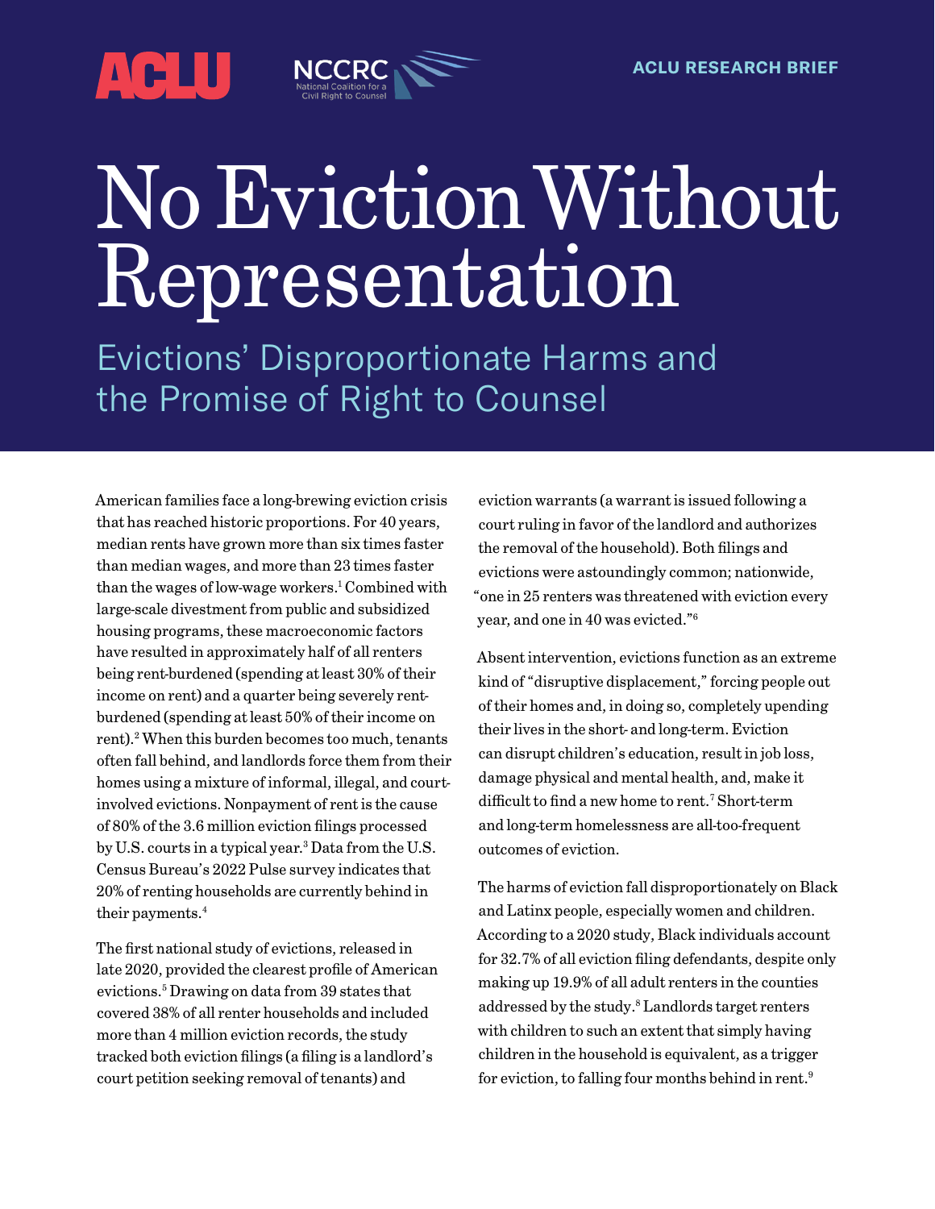ACLU RESEARCH BRIEF

# No Eviction Without Representation

## Evictions' Disproportionate Harms and the Promise of Right to Counsel

American families face a long-brewing eviction crisis that has reached historic proportions. For 40 years, median rents have grown more than six times faster than median wages, and more than 23 times faster than the wages of low-wage workers.[1] Combined with large-scale divestment from public and subsidized housing programs, these macroeconomic factors have resulted in approximately half of all renters being rent-burdened (spending at least 30% of their income on rent) and a quarter being severely rent-burdened (spending at least 50% of their income on rent).[2] When this burden becomes too much, tenants often fall behind, and landlords force them from their homes using a mixture of informal, illegal, and court-involved evictions. Nonpayment of rent is the cause of 80% of the 3.6 million eviction filings processed by U.S. courts in a typical year.[3] Data from the U.S. Census Bureau's 2022 Pulse survey indicates that 20% of renting households are currently behind in their payments.[4]

The first national study of evictions, released in late 2020, provided the clearest profile of American evictions.[5] Drawing on data from 39 states that covered 38% of all renter households and included more than 4 million eviction records, the study tracked both eviction filings (a filing is a landlord's court petition seeking removal of tenants) and eviction warrants (a warrant is issued following a court ruling in favor of the landlord and authorizes the removal of the household). Both filings and evictions were astoundingly common; nationwide, "one in 25 renters was threatened with eviction every year, and one in 40 was evicted."[6]

Absent intervention, evictions function as an extreme kind of "disruptive displacement," forcing people out of their homes and, in doing so, completely upending their lives in the short- and long-term. Eviction can disrupt children's education, result in job loss, damage physical and mental health, and, make it difficult to find a new home to rent.[7] Short-term and long-term homelessness are all-too-frequent outcomes of eviction.

The harms of eviction fall disproportionately on Black and Latinx people, especially women and children. According to a 2020 study, Black individuals account for 32.7% of all eviction filing defendants, despite only making up 19.9% of all adult renters in the counties addressed by the study.[8] Landlords target renters with children to such an extent that simply having children in the household is equivalent, as a trigger for eviction, to falling four months behind in rent.[9]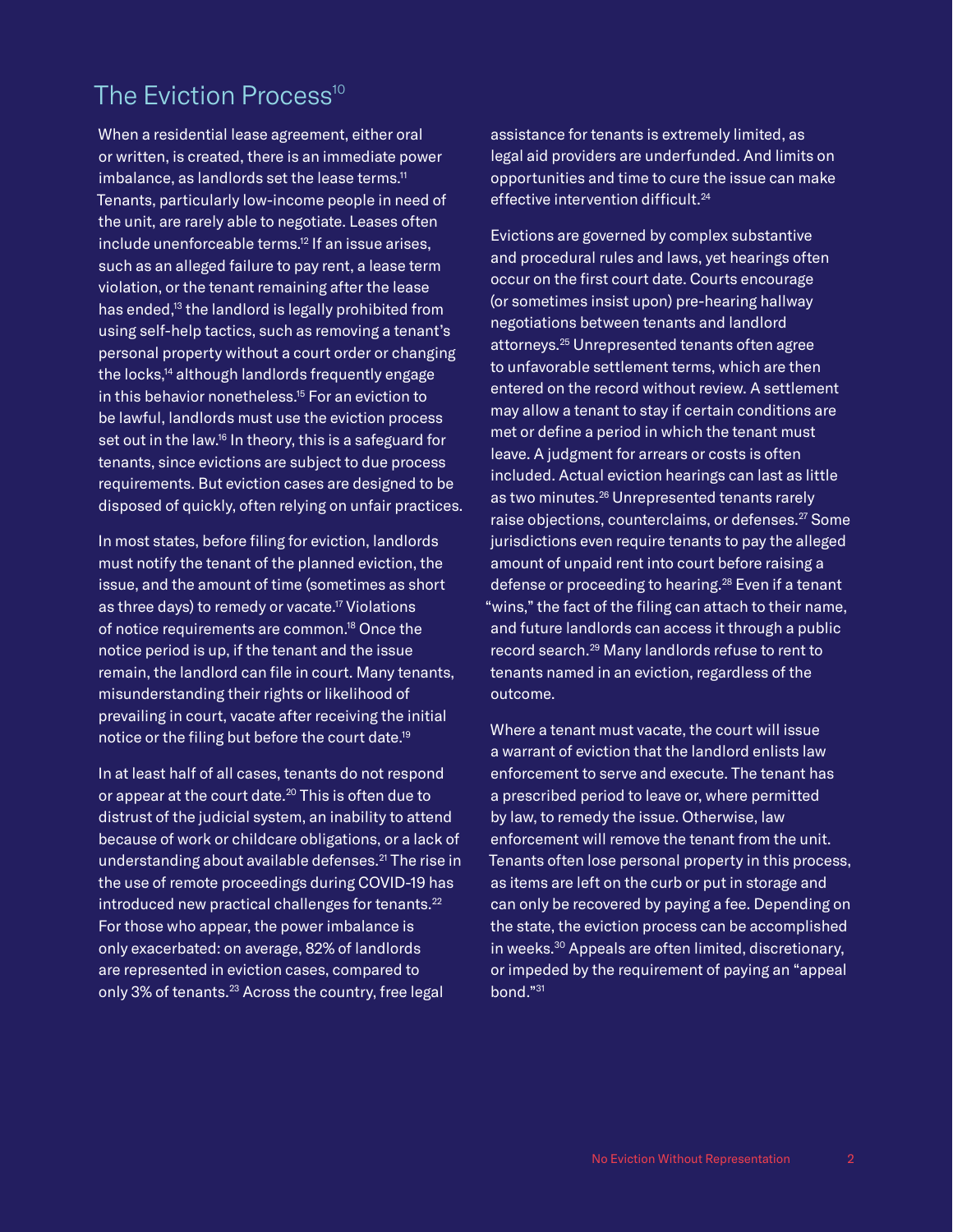## The Eviction Process[10]

When a residential lease agreement, either oral or written, is created, there is an immediate power imbalance, as landlords set the lease terms.[11] Tenants, particularly low-income people in need of the unit, are rarely able to negotiate. Leases often include unenforceable terms.[12] If an issue arises, such as an alleged failure to pay rent, a lease term violation, or the tenant remaining after the lease has ended,[13] the landlord is legally prohibited from using self-help tactics, such as removing a tenant's personal property without a court order or changing the locks,[14] although landlords frequently engage in this behavior nonetheless.[15] For an eviction to be lawful, landlords must use the eviction process set out in the law.[16] In theory, this is a safeguard for tenants, since evictions are subject to due process requirements. But eviction cases are designed to be disposed of quickly, often relying on unfair practices.

In most states, before filing for eviction, landlords must notify the tenant of the planned eviction, the issue, and the amount of time (sometimes as short as three days) to remedy or vacate.[17] Violations of notice requirements are common.[18] Once the notice period is up, if the tenant and the issue remain, the landlord can file in court. Many tenants, misunderstanding their rights or likelihood of prevailing in court, vacate after receiving the initial notice or the filing but before the court date.[19]

In at least half of all cases, tenants do not respond or appear at the court date.[20] This is often due to distrust of the judicial system, an inability to attend because of work or childcare obligations, or a lack of understanding about available defenses.[21] The rise in the use of remote proceedings during COVID-19 has introduced new practical challenges for tenants.[22] For those who appear, the power imbalance is only exacerbated: on average, 82% of landlords are represented in eviction cases, compared to only 3% of tenants.[23] Across the country, free legal assistance for tenants is extremely limited, as legal aid providers are underfunded. And limits on opportunities and time to cure the issue can make effective intervention difficult.[24]

Evictions are governed by complex substantive and procedural rules and laws, yet hearings often occur on the first court date. Courts encourage (or sometimes insist upon) pre-hearing hallway negotiations between tenants and landlord attorneys.[25] Unrepresented tenants often agree to unfavorable settlement terms, which are then entered on the record without review. A settlement may allow a tenant to stay if certain conditions are met or define a period in which the tenant must leave. A judgment for arrears or costs is often included. Actual eviction hearings can last as little as two minutes.[26] Unrepresented tenants rarely raise objections, counterclaims, or defenses.[27] Some jurisdictions even require tenants to pay the alleged amount of unpaid rent into court before raising a defense or proceeding to hearing.[28] Even if a tenant "wins," the fact of the filing can attach to their name, and future landlords can access it through a public record search.[29] Many landlords refuse to rent to tenants named in an eviction, regardless of the outcome.

Where a tenant must vacate, the court will issue a warrant of eviction that the landlord enlists law enforcement to serve and execute. The tenant has a prescribed period to leave or, where permitted by law, to remedy the issue. Otherwise, law enforcement will remove the tenant from the unit. Tenants often lose personal property in this process, as items are left on the curb or put in storage and can only be recovered by paying a fee. Depending on the state, the eviction process can be accomplished in weeks.[30] Appeals are often limited, discretionary, or impeded by the requirement of paying an "appeal bond."[31]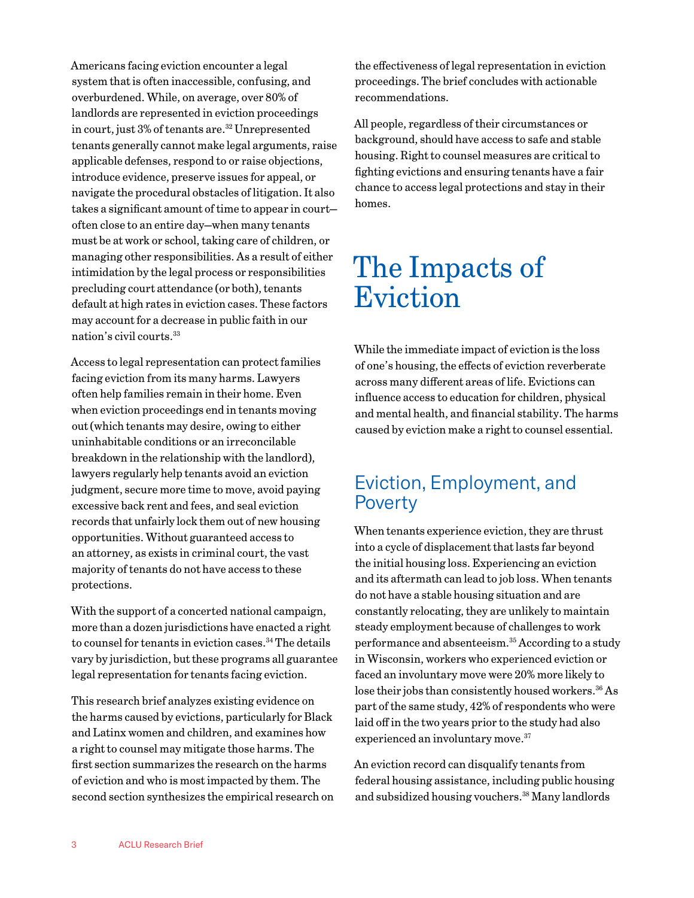Americans facing eviction encounter a legal system that is often inaccessible, confusing, and overburdened. While, on average, over 80% of landlords are represented in eviction proceedings in court, just 3% of tenants are.[32] Unrepresented tenants generally cannot make legal arguments, raise applicable defenses, respond to or raise objections, introduce evidence, preserve issues for appeal, or navigate the procedural obstacles of litigation. It also takes a significant amount of time to appear in court—often close to an entire day—when many tenants must be at work or school, taking care of children, or managing other responsibilities. As a result of either intimidation by the legal process or responsibilities precluding court attendance (or both), tenants default at high rates in eviction cases. These factors may account for a decrease in public faith in our nation's civil courts.[33]

Access to legal representation can protect families facing eviction from its many harms. Lawyers often help families remain in their home. Even when eviction proceedings end in tenants moving out (which tenants may desire, owing to either uninhabitable conditions or an irreconcilable breakdown in the relationship with the landlord), lawyers regularly help tenants avoid an eviction judgment, secure more time to move, avoid paying excessive back rent and fees, and seal eviction records that unfairly lock them out of new housing opportunities. Without guaranteed access to an attorney, as exists in criminal court, the vast majority of tenants do not have access to these protections.

With the support of a concerted national campaign, more than a dozen jurisdictions have enacted a right to counsel for tenants in eviction cases.[34] The details vary by jurisdiction, but these programs all guarantee legal representation for tenants facing eviction.

This research brief analyzes existing evidence on the harms caused by evictions, particularly for Black and Latinx women and children, and examines how a right to counsel may mitigate those harms. The first section summarizes the research on the harms of eviction and who is most impacted by them. The second section synthesizes the empirical research on the effectiveness of legal representation in eviction proceedings. The brief concludes with actionable recommendations.

All people, regardless of their circumstances or background, should have access to safe and stable housing. Right to counsel measures are critical to fighting evictions and ensuring tenants have a fair chance to access legal protections and stay in their homes.

# The Impacts of Eviction

While the immediate impact of eviction is the loss of one's housing, the effects of eviction reverberate across many different areas of life. Evictions can influence access to education for children, physical and mental health, and financial stability. The harms caused by eviction make a right to counsel essential.

## Eviction, Employment, and Poverty

When tenants experience eviction, they are thrust into a cycle of displacement that lasts far beyond the initial housing loss. Experiencing an eviction and its aftermath can lead to job loss. When tenants do not have a stable housing situation and are constantly relocating, they are unlikely to maintain steady employment because of challenges to work performance and absenteeism.[35] According to a study in Wisconsin, workers who experienced eviction or faced an involuntary move were 20% more likely to lose their jobs than consistently housed workers.[36] As part of the same study, 42% of respondents who were laid off in the two years prior to the study had also experienced an involuntary move.[37]

An eviction record can disqualify tenants from federal housing assistance, including public housing and subsidized housing vouchers.[38] Many landlords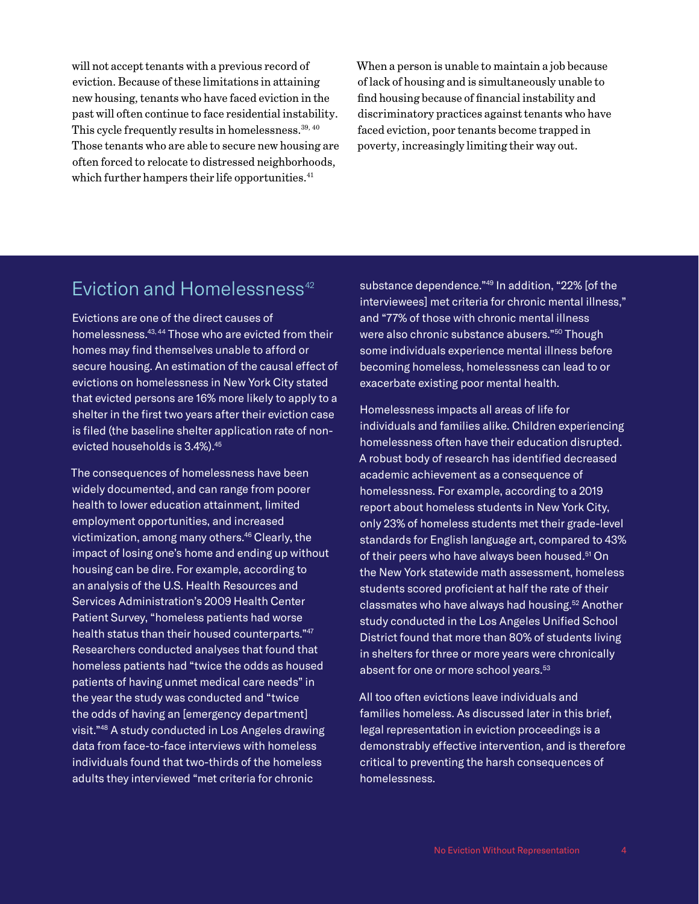will not accept tenants with a previous record of eviction. Because of these limitations in attaining new housing, tenants who have faced eviction in the past will often continue to face residential instability. This cycle frequently results in homelessness.[39, 40] Those tenants who are able to secure new housing are often forced to relocate to distressed neighborhoods, which further hampers their life opportunities.[41]

When a person is unable to maintain a job because of lack of housing and is simultaneously unable to find housing because of financial instability and discriminatory practices against tenants who have faced eviction, poor tenants become trapped in poverty, increasingly limiting their way out.

## Eviction and Homelessness[42]

Evictions are one of the direct causes of homelessness.[43, 44] Those who are evicted from their homes may find themselves unable to afford or secure housing. An estimation of the causal effect of evictions on homelessness in New York City stated that evicted persons are 16% more likely to apply to a shelter in the first two years after their eviction case is filed (the baseline shelter application rate of non-evicted households is 3.4%).[45]

The consequences of homelessness have been widely documented, and can range from poorer health to lower education attainment, limited employment opportunities, and increased victimization, among many others.[46] Clearly, the impact of losing one's home and ending up without housing can be dire. For example, according to an analysis of the U.S. Health Resources and Services Administration's 2009 Health Center Patient Survey, "homeless patients had worse health status than their housed counterparts."[47] Researchers conducted analyses that found that homeless patients had "twice the odds as housed patients of having unmet medical care needs" in the year the study was conducted and "twice the odds of having an [emergency department] visit."[48] A study conducted in Los Angeles drawing data from face-to-face interviews with homeless individuals found that two-thirds of the homeless adults they interviewed "met criteria for chronic substance dependence."[49] In addition, "22% [of the interviewees] met criteria for chronic mental illness," and "77% of those with chronic mental illness were also chronic substance abusers."[50] Though some individuals experience mental illness before becoming homeless, homelessness can lead to or exacerbate existing poor mental health.

Homelessness impacts all areas of life for individuals and families alike. Children experiencing homelessness often have their education disrupted. A robust body of research has identified decreased academic achievement as a consequence of homelessness. For example, according to a 2019 report about homeless students in New York City, only 23% of homeless students met their grade-level standards for English language art, compared to 43% of their peers who have always been housed.[51] On the New York statewide math assessment, homeless students scored proficient at half the rate of their classmates who have always had housing.[52] Another study conducted in the Los Angeles Unified School District found that more than 80% of students living in shelters for three or more years were chronically absent for one or more school years.[53]

All too often evictions leave individuals and families homeless. As discussed later in this brief, legal representation in eviction proceedings is a demonstrably effective intervention, and is therefore critical to preventing the harsh consequences of homelessness.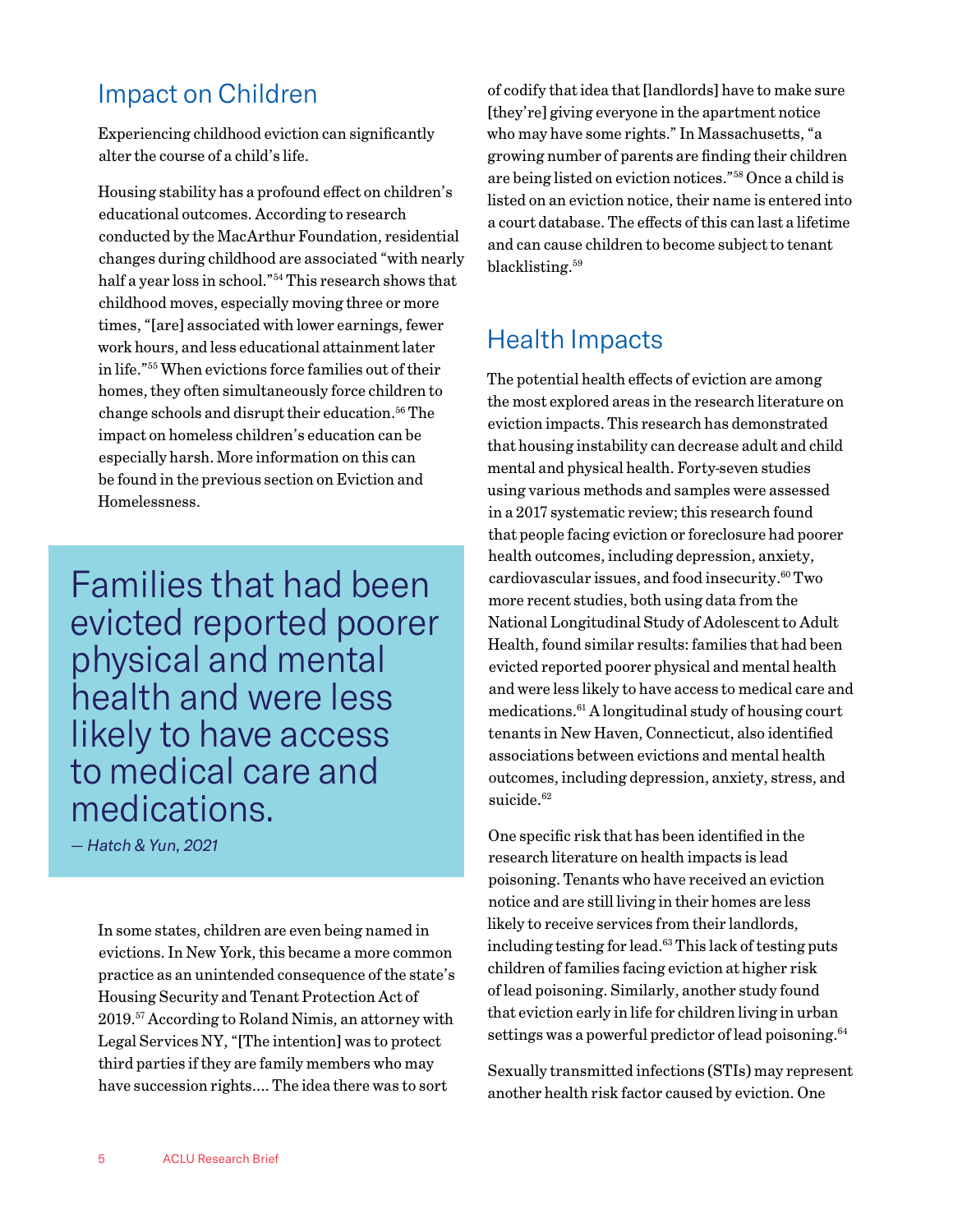## Impact on Children

Experiencing childhood eviction can significantly alter the course of a child's life.

Housing stability has a profound effect on children's educational outcomes. According to research conducted by the MacArthur Foundation, residential changes during childhood are associated "with nearly half a year loss in school."[54] This research shows that childhood moves, especially moving three or more times, "[are] associated with lower earnings, fewer work hours, and less educational attainment later in life."[55] When evictions force families out of their homes, they often simultaneously force children to change schools and disrupt their education.[56] The impact on homeless children's education can be especially harsh. More information on this can be found in the previous section on Eviction and Homelessness.

> Families that had been evicted reported poorer physical and mental health and were less likely to have access to medical care and medications.
>
> *— Hatch & Yun, 2021*

In some states, children are even being named in evictions. In New York, this became a more common practice as an unintended consequence of the state's Housing Security and Tenant Protection Act of 2019.[57] According to Roland Nimis, an attorney with Legal Services NY, "[The intention] was to protect third parties if they are family members who may have succession rights.... The idea there was to sort of codify that idea that [landlords] have to make sure [they're] giving everyone in the apartment notice who may have some rights." In Massachusetts, "a growing number of parents are finding their children are being listed on eviction notices."[58] Once a child is listed on an eviction notice, their name is entered into a court database. The effects of this can last a lifetime and can cause children to become subject to tenant blacklisting.[59]

## Health Impacts

The potential health effects of eviction are among the most explored areas in the research literature on eviction impacts. This research has demonstrated that housing instability can decrease adult and child mental and physical health. Forty-seven studies using various methods and samples were assessed in a 2017 systematic review; this research found that people facing eviction or foreclosure had poorer health outcomes, including depression, anxiety, cardiovascular issues, and food insecurity.[60] Two more recent studies, both using data from the National Longitudinal Study of Adolescent to Adult Health, found similar results: families that had been evicted reported poorer physical and mental health and were less likely to have access to medical care and medications.[61] A longitudinal study of housing court tenants in New Haven, Connecticut, also identified associations between evictions and mental health outcomes, including depression, anxiety, stress, and suicide.[62]

One specific risk that has been identified in the research literature on health impacts is lead poisoning. Tenants who have received an eviction notice and are still living in their homes are less likely to receive services from their landlords, including testing for lead.[63] This lack of testing puts children of families facing eviction at higher risk of lead poisoning. Similarly, another study found that eviction early in life for children living in urban settings was a powerful predictor of lead poisoning.[64]

Sexually transmitted infections (STIs) may represent another health risk factor caused by eviction. One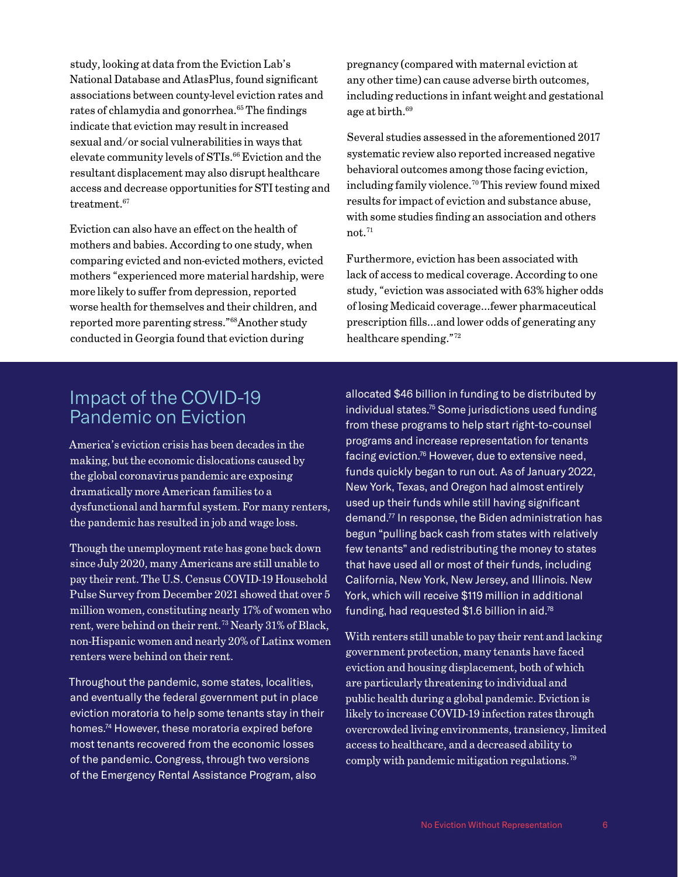study, looking at data from the Eviction Lab's National Database and AtlasPlus, found significant associations between county-level eviction rates and rates of chlamydia and gonorrhea.[65] The findings indicate that eviction may result in increased sexual and/or social vulnerabilities in ways that elevate community levels of STIs.[66] Eviction and the resultant displacement may also disrupt healthcare access and decrease opportunities for STI testing and treatment.[67]

Eviction can also have an effect on the health of mothers and babies. According to one study, when comparing evicted and non-evicted mothers, evicted mothers "experienced more material hardship, were more likely to suffer from depression, reported worse health for themselves and their children, and reported more parenting stress."[68] Another study conducted in Georgia found that eviction during pregnancy (compared with maternal eviction at any other time) can cause adverse birth outcomes, including reductions in infant weight and gestational age at birth.[69]

Several studies assessed in the aforementioned 2017 systematic review also reported increased negative behavioral outcomes among those facing eviction, including family violence.[70] This review found mixed results for impact of eviction and substance abuse, with some studies finding an association and others not.[71]

Furthermore, eviction has been associated with lack of access to medical coverage. According to one study, "eviction was associated with 63% higher odds of losing Medicaid coverage...fewer pharmaceutical prescription fills...and lower odds of generating any healthcare spending."[72]

## Impact of the COVID-19 Pandemic on Eviction

America's eviction crisis has been decades in the making, but the economic dislocations caused by the global coronavirus pandemic are exposing dramatically more American families to a dysfunctional and harmful system. For many renters, the pandemic has resulted in job and wage loss.

Though the unemployment rate has gone back down since July 2020, many Americans are still unable to pay their rent. The U.S. Census COVID-19 Household Pulse Survey from December 2021 showed that over 5 million women, constituting nearly 17% of women who rent, were behind on their rent.[73] Nearly 31% of Black, non-Hispanic women and nearly 20% of Latinx women renters were behind on their rent.

Throughout the pandemic, some states, localities, and eventually the federal government put in place eviction moratoria to help some tenants stay in their homes.[74] However, these moratoria expired before most tenants recovered from the economic losses of the pandemic. Congress, through two versions of the Emergency Rental Assistance Program, also allocated $46 billion in funding to be distributed by individual states.[75] Some jurisdictions used funding from these programs to help start right-to-counsel programs and increase representation for tenants facing eviction.[76] However, due to extensive need, funds quickly began to run out. As of January 2022, New York, Texas, and Oregon had almost entirely used up their funds while still having significant demand.[77] In response, the Biden administration has begun "pulling back cash from states with relatively few tenants" and redistributing the money to states that have used all or most of their funds, including California, New York, New Jersey, and Illinois. New York, which will receive $119 million in additional funding, had requested $1.6 billion in aid.[78]

With renters still unable to pay their rent and lacking government protection, many tenants have faced eviction and housing displacement, both of which are particularly threatening to individual and public health during a global pandemic. Eviction is likely to increase COVID-19 infection rates through overcrowded living environments, transiency, limited access to healthcare, and a decreased ability to comply with pandemic mitigation regulations.[79]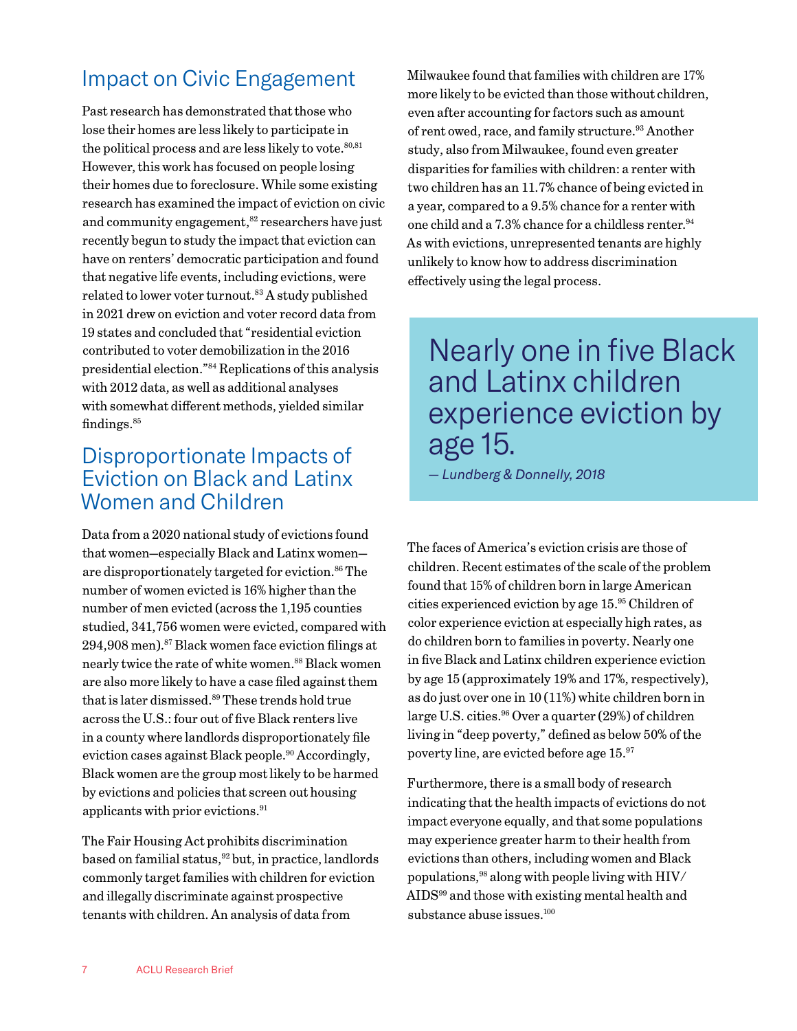## Impact on Civic Engagement

Past research has demonstrated that those who lose their homes are less likely to participate in the political process and are less likely to vote.[80,81] However, this work has focused on people losing their homes due to foreclosure. While some existing research has examined the impact of eviction on civic and community engagement,[82] researchers have just recently begun to study the impact that eviction can have on renters' democratic participation and found that negative life events, including evictions, were related to lower voter turnout.[83] A study published in 2021 drew on eviction and voter record data from 19 states and concluded that "residential eviction contributed to voter demobilization in the 2016 presidential election."[84] Replications of this analysis with 2012 data, as well as additional analyses with somewhat different methods, yielded similar findings.[85]

## Disproportionate Impacts of Eviction on Black and Latinx Women and Children

Data from a 2020 national study of evictions found that women—especially Black and Latinx women—are disproportionately targeted for eviction.[86] The number of women evicted is 16% higher than the number of men evicted (across the 1,195 counties studied, 341,756 women were evicted, compared with 294,908 men).[87] Black women face eviction filings at nearly twice the rate of white women.[88] Black women are also more likely to have a case filed against them that is later dismissed.[89] These trends hold true across the U.S.: four out of five Black renters live in a county where landlords disproportionately file eviction cases against Black people.[90] Accordingly, Black women are the group most likely to be harmed by evictions and policies that screen out housing applicants with prior evictions.[91]

The Fair Housing Act prohibits discrimination based on familial status,[92] but, in practice, landlords commonly target families with children for eviction and illegally discriminate against prospective tenants with children. An analysis of data from Milwaukee found that families with children are 17% more likely to be evicted than those without children, even after accounting for factors such as amount of rent owed, race, and family structure.[93] Another study, also from Milwaukee, found even greater disparities for families with children: a renter with two children has an 11.7% chance of being evicted in a year, compared to a 9.5% chance for a renter with one child and a 7.3% chance for a childless renter.[94] As with evictions, unrepresented tenants are highly unlikely to know how to address discrimination effectively using the legal process.

> Nearly one in five Black and Latinx children experience eviction by age 15.
>
> *— Lundberg & Donnelly, 2018*

The faces of America's eviction crisis are those of children. Recent estimates of the scale of the problem found that 15% of children born in large American cities experienced eviction by age 15.[95] Children of color experience eviction at especially high rates, as do children born to families in poverty. Nearly one in five Black and Latinx children experience eviction by age 15 (approximately 19% and 17%, respectively), as do just over one in 10 (11%) white children born in large U.S. cities.[96] Over a quarter (29%) of children living in "deep poverty," defined as below 50% of the poverty line, are evicted before age 15.[97]

Furthermore, there is a small body of research indicating that the health impacts of evictions do not impact everyone equally, and that some populations may experience greater harm to their health from evictions than others, including women and Black populations,[98] along with people living with HIV/AIDS[99] and those with existing mental health and substance abuse issues.[100]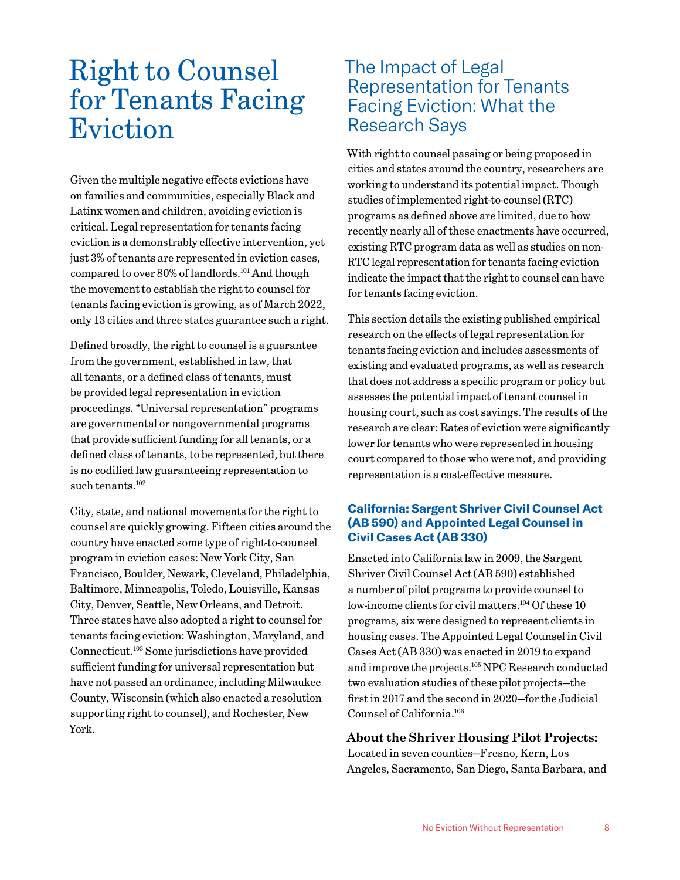# Right to Counsel for Tenants Facing Eviction

Given the multiple negative effects evictions have on families and communities, especially Black and Latinx women and children, avoiding eviction is critical. Legal representation for tenants facing eviction is a demonstrably effective intervention, yet just 3% of tenants are represented in eviction cases, compared to over 80% of landlords.[101] And though the movement to establish the right to counsel for tenants facing eviction is growing, as of March 2022, only 13 cities and three states guarantee such a right.

Defined broadly, the right to counsel is a guarantee from the government, established in law, that all tenants, or a defined class of tenants, must be provided legal representation in eviction proceedings. "Universal representation" programs are governmental or nongovernmental programs that provide sufficient funding for all tenants, or a defined class of tenants, to be represented, but there is no codified law guaranteeing representation to such tenants.[102]

City, state, and national movements for the right to counsel are quickly growing. Fifteen cities around the country have enacted some type of right-to-counsel program in eviction cases: New York City, San Francisco, Boulder, Newark, Cleveland, Philadelphia, Baltimore, Minneapolis, Toledo, Louisville, Kansas City, Denver, Seattle, New Orleans, and Detroit. Three states have also adopted a right to counsel for tenants facing eviction: Washington, Maryland, and Connecticut.[103] Some jurisdictions have provided sufficient funding for universal representation but have not passed an ordinance, including Milwaukee County, Wisconsin (which also enacted a resolution supporting right to counsel), and Rochester, New York.

## The Impact of Legal Representation for Tenants Facing Eviction: What the Research Says

With right to counsel passing or being proposed in cities and states around the country, researchers are working to understand its potential impact. Though studies of implemented right-to-counsel (RTC) programs as defined above are limited, due to how recently nearly all of these enactments have occurred, existing RTC program data as well as studies on non-RTC legal representation for tenants facing eviction indicate the impact that the right to counsel can have for tenants facing eviction.

This section details the existing published empirical research on the effects of legal representation for tenants facing eviction and includes assessments of existing and evaluated programs, as well as research that does not address a specific program or policy but assesses the potential impact of tenant counsel in housing court, such as cost savings. The results of the research are clear: Rates of eviction were significantly lower for tenants who were represented in housing court compared to those who were not, and providing representation is a cost-effective measure.

### California: Sargent Shriver Civil Counsel Act (AB 590) and Appointed Legal Counsel in Civil Cases Act (AB 330)

Enacted into California law in 2009, the Sargent Shriver Civil Counsel Act (AB 590) established a number of pilot programs to provide counsel to low-income clients for civil matters.[104] Of these 10 programs, six were designed to represent clients in housing cases. The Appointed Legal Counsel in Civil Cases Act (AB 330) was enacted in 2019 to expand and improve the projects.[105] NPC Research conducted two evaluation studies of these pilot projects—the first in 2017 and the second in 2020—for the Judicial Counsel of California.[106]

**About the Shriver Housing Pilot Projects:** Located in seven counties—Fresno, Kern, Los Angeles, Sacramento, San Diego, Santa Barbara, and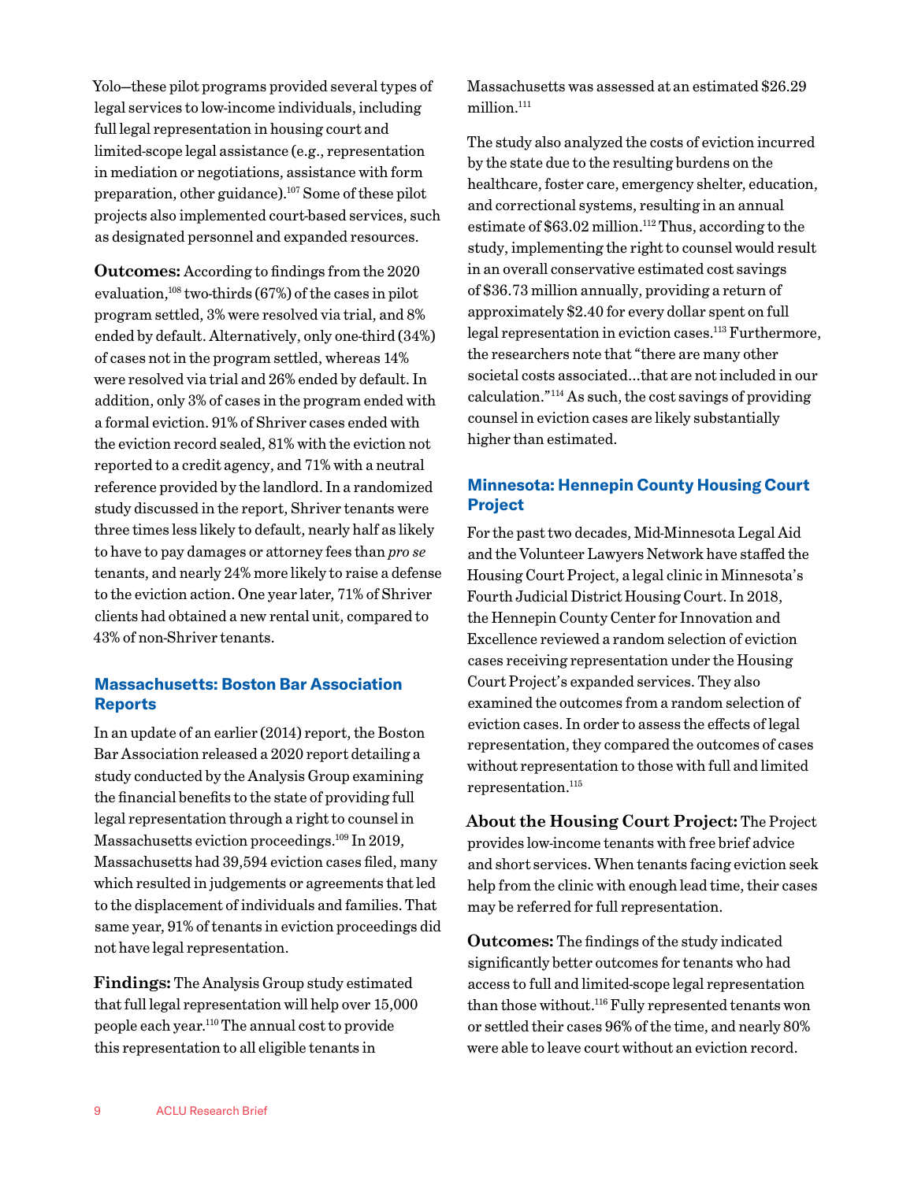Yolo—these pilot programs provided several types of legal services to low-income individuals, including full legal representation in housing court and limited-scope legal assistance (e.g., representation in mediation or negotiations, assistance with form preparation, other guidance).[107] Some of these pilot projects also implemented court-based services, such as designated personnel and expanded resources.

**Outcomes:** According to findings from the 2020 evaluation,[108] two-thirds (67%) of the cases in pilot program settled, 3% were resolved via trial, and 8% ended by default. Alternatively, only one-third (34%) of cases not in the program settled, whereas 14% were resolved via trial and 26% ended by default. In addition, only 3% of cases in the program ended with a formal eviction. 91% of Shriver cases ended with the eviction record sealed, 81% with the eviction not reported to a credit agency, and 71% with a neutral reference provided by the landlord. In a randomized study discussed in the report, Shriver tenants were three times less likely to default, nearly half as likely to have to pay damages or attorney fees than *pro se* tenants, and nearly 24% more likely to raise a defense to the eviction action. One year later, 71% of Shriver clients had obtained a new rental unit, compared to 43% of non-Shriver tenants.

### Massachusetts: Boston Bar Association Reports

In an update of an earlier (2014) report, the Boston Bar Association released a 2020 report detailing a study conducted by the Analysis Group examining the financial benefits to the state of providing full legal representation through a right to counsel in Massachusetts eviction proceedings.[109] In 2019, Massachusetts had 39,594 eviction cases filed, many which resulted in judgements or agreements that led to the displacement of individuals and families. That same year, 91% of tenants in eviction proceedings did not have legal representation.

**Findings:** The Analysis Group study estimated that full legal representation will help over 15,000 people each year.[110] The annual cost to provide this representation to all eligible tenants in Massachusetts was assessed at an estimated $26.29 million.[111]

The study also analyzed the costs of eviction incurred by the state due to the resulting burdens on the healthcare, foster care, emergency shelter, education, and correctional systems, resulting in an annual estimate of $63.02 million.[112] Thus, according to the study, implementing the right to counsel would result in an overall conservative estimated cost savings of $36.73 million annually, providing a return of approximately $2.40 for every dollar spent on full legal representation in eviction cases.[113] Furthermore, the researchers note that "there are many other societal costs associated...that are not included in our calculation."[114] As such, the cost savings of providing counsel in eviction cases are likely substantially higher than estimated.

### Minnesota: Hennepin County Housing Court Project

For the past two decades, Mid-Minnesota Legal Aid and the Volunteer Lawyers Network have staffed the Housing Court Project, a legal clinic in Minnesota's Fourth Judicial District Housing Court. In 2018, the Hennepin County Center for Innovation and Excellence reviewed a random selection of eviction cases receiving representation under the Housing Court Project's expanded services. They also examined the outcomes from a random selection of eviction cases. In order to assess the effects of legal representation, they compared the outcomes of cases without representation to those with full and limited representation.[115]

**About the Housing Court Project:** The Project provides low-income tenants with free brief advice and short services. When tenants facing eviction seek help from the clinic with enough lead time, their cases may be referred for full representation.

**Outcomes:** The findings of the study indicated significantly better outcomes for tenants who had access to full and limited-scope legal representation than those without.[116] Fully represented tenants won or settled their cases 96% of the time, and nearly 80% were able to leave court without an eviction record.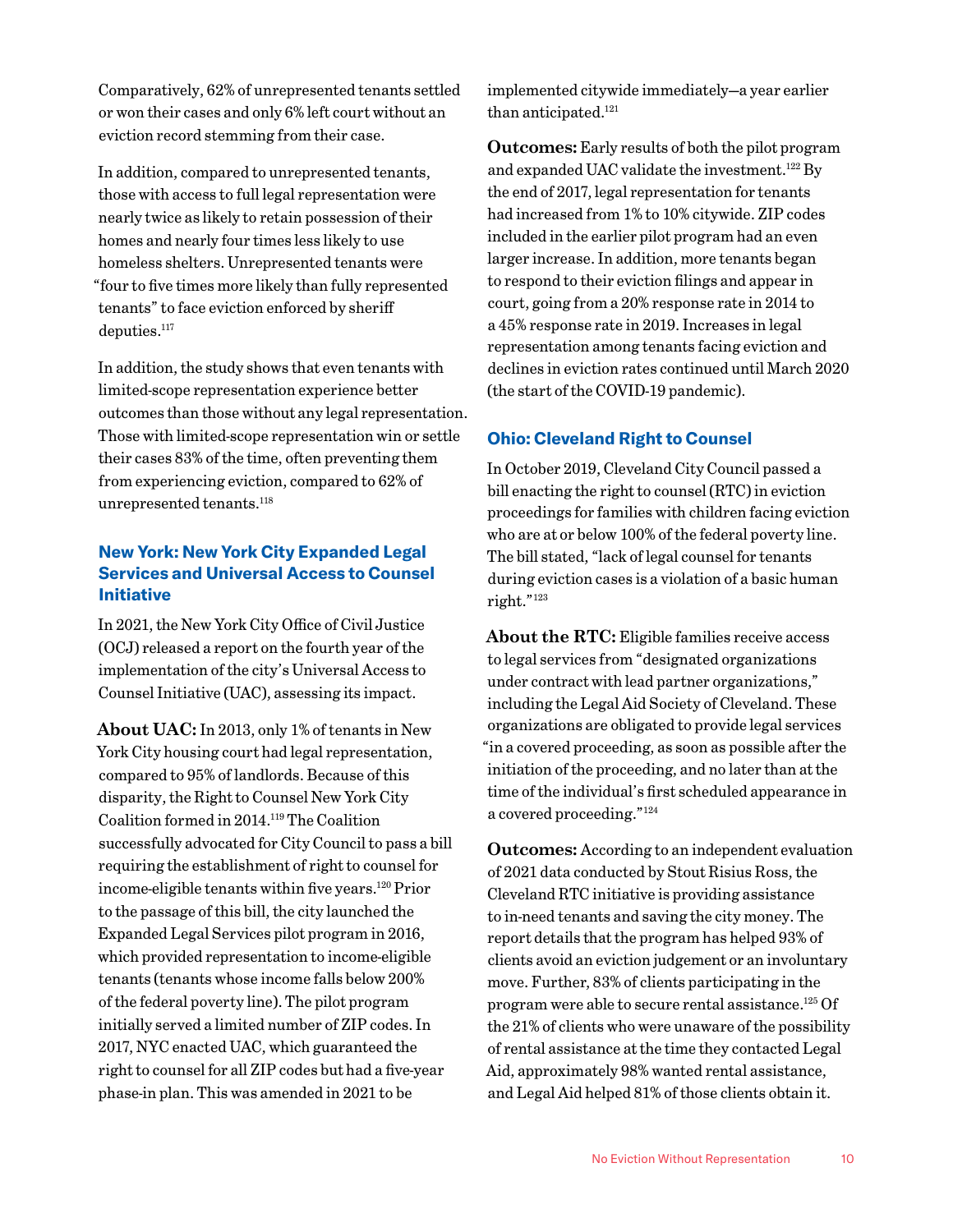Comparatively, 62% of unrepresented tenants settled or won their cases and only 6% left court without an eviction record stemming from their case.

In addition, compared to unrepresented tenants, those with access to full legal representation were nearly twice as likely to retain possession of their homes and nearly four times less likely to use homeless shelters. Unrepresented tenants were "four to five times more likely than fully represented tenants" to face eviction enforced by sheriff deputies.[117]

In addition, the study shows that even tenants with limited-scope representation experience better outcomes than those without any legal representation. Those with limited-scope representation win or settle their cases 83% of the time, often preventing them from experiencing eviction, compared to 62% of unrepresented tenants.[118]

### New York: New York City Expanded Legal Services and Universal Access to Counsel Initiative

In 2021, the New York City Office of Civil Justice (OCJ) released a report on the fourth year of the implementation of the city's Universal Access to Counsel Initiative (UAC), assessing its impact.

**About UAC:** In 2013, only 1% of tenants in New York City housing court had legal representation, compared to 95% of landlords. Because of this disparity, the Right to Counsel New York City Coalition formed in 2014.[119] The Coalition successfully advocated for City Council to pass a bill requiring the establishment of right to counsel for income-eligible tenants within five years.[120] Prior to the passage of this bill, the city launched the Expanded Legal Services pilot program in 2016, which provided representation to income-eligible tenants (tenants whose income falls below 200% of the federal poverty line). The pilot program initially served a limited number of ZIP codes. In 2017, NYC enacted UAC, which guaranteed the right to counsel for all ZIP codes but had a five-year phase-in plan. This was amended in 2021 to be implemented citywide immediately—a year earlier than anticipated.[121]

**Outcomes:** Early results of both the pilot program and expanded UAC validate the investment.[122] By the end of 2017, legal representation for tenants had increased from 1% to 10% citywide. ZIP codes included in the earlier pilot program had an even larger increase. In addition, more tenants began to respond to their eviction filings and appear in court, going from a 20% response rate in 2014 to a 45% response rate in 2019. Increases in legal representation among tenants facing eviction and declines in eviction rates continued until March 2020 (the start of the COVID-19 pandemic).

### Ohio: Cleveland Right to Counsel

In October 2019, Cleveland City Council passed a bill enacting the right to counsel (RTC) in eviction proceedings for families with children facing eviction who are at or below 100% of the federal poverty line. The bill stated, "lack of legal counsel for tenants during eviction cases is a violation of a basic human right."[123]

**About the RTC:** Eligible families receive access to legal services from "designated organizations under contract with lead partner organizations," including the Legal Aid Society of Cleveland. These organizations are obligated to provide legal services "in a covered proceeding, as soon as possible after the initiation of the proceeding, and no later than at the time of the individual's first scheduled appearance in a covered proceeding."[124]

**Outcomes:** According to an independent evaluation of 2021 data conducted by Stout Risius Ross, the Cleveland RTC initiative is providing assistance to in-need tenants and saving the city money. The report details that the program has helped 93% of clients avoid an eviction judgement or an involuntary move. Further, 83% of clients participating in the program were able to secure rental assistance.[125] Of the 21% of clients who were unaware of the possibility of rental assistance at the time they contacted Legal Aid, approximately 98% wanted rental assistance, and Legal Aid helped 81% of those clients obtain it.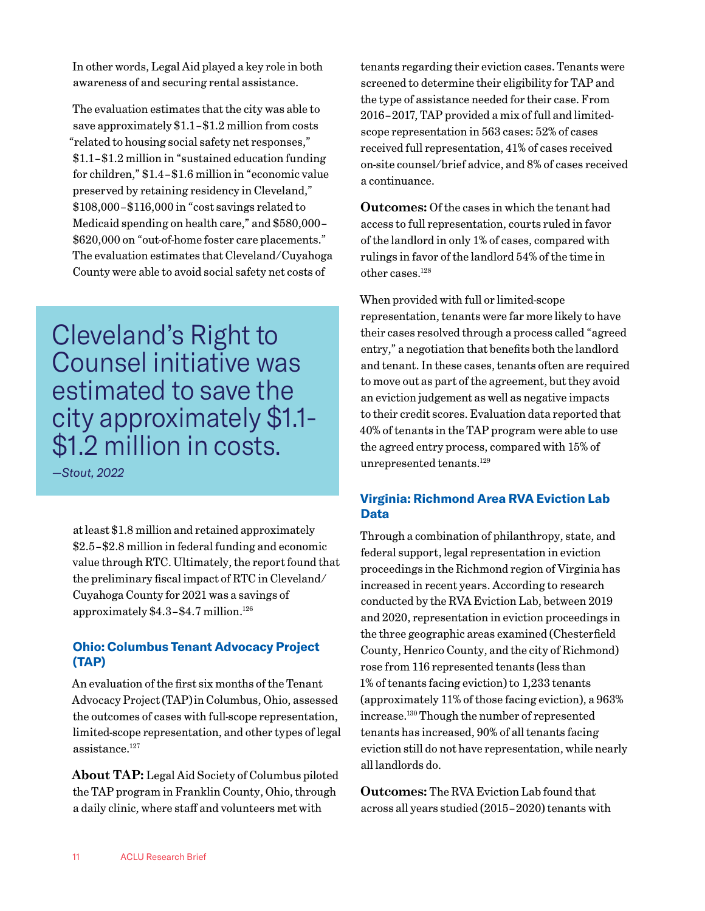In other words, Legal Aid played a key role in both awareness of and securing rental assistance.

The evaluation estimates that the city was able to save approximately $1.1–$1.2 million from costs "related to housing social safety net responses," $1.1–$1.2 million in "sustained education funding for children," $1.4–$1.6 million in "economic value preserved by retaining residency in Cleveland," $108,000–$116,000 in "cost savings related to Medicaid spending on health care," and $580,000–$620,000 on "out-of-home foster care placements." The evaluation estimates that Cleveland/Cuyahoga County were able to avoid social safety net costs of at least $1.8 million and retained approximately $2.5–$2.8 million in federal funding and economic value through RTC. Ultimately, the report found that the preliminary fiscal impact of RTC in Cleveland/Cuyahoga County for 2021 was a savings of approximately $4.3–$4.7 million.[126]

> Cleveland's Right to Counsel initiative was estimated to save the city approximately $1.1-$1.2 million in costs.
>
> *—Stout, 2022*

### Ohio: Columbus Tenant Advocacy Project (TAP)

An evaluation of the first six months of the Tenant Advocacy Project (TAP) in Columbus, Ohio, assessed the outcomes of cases with full-scope representation, limited-scope representation, and other types of legal assistance.[127]

**About TAP:** Legal Aid Society of Columbus piloted the TAP program in Franklin County, Ohio, through a daily clinic, where staff and volunteers met with tenants regarding their eviction cases. Tenants were screened to determine their eligibility for TAP and the type of assistance needed for their case. From 2016–2017, TAP provided a mix of full and limited-scope representation in 563 cases: 52% of cases received full representation, 41% of cases received on-site counsel/brief advice, and 8% of cases received a continuance.

**Outcomes:** Of the cases in which the tenant had access to full representation, courts ruled in favor of the landlord in only 1% of cases, compared with rulings in favor of the landlord 54% of the time in other cases.[128]

When provided with full or limited-scope representation, tenants were far more likely to have their cases resolved through a process called "agreed entry," a negotiation that benefits both the landlord and tenant. In these cases, tenants often are required to move out as part of the agreement, but they avoid an eviction judgement as well as negative impacts to their credit scores. Evaluation data reported that 40% of tenants in the TAP program were able to use the agreed entry process, compared with 15% of unrepresented tenants.[129]

### Virginia: Richmond Area RVA Eviction Lab Data

Through a combination of philanthropy, state, and federal support, legal representation in eviction proceedings in the Richmond region of Virginia has increased in recent years. According to research conducted by the RVA Eviction Lab, between 2019 and 2020, representation in eviction proceedings in the three geographic areas examined (Chesterfield County, Henrico County, and the city of Richmond) rose from 116 represented tenants (less than 1% of tenants facing eviction) to 1,233 tenants (approximately 11% of those facing eviction), a 963% increase.[130] Though the number of represented tenants has increased, 90% of all tenants facing eviction still do not have representation, while nearly all landlords do.

**Outcomes:** The RVA Eviction Lab found that across all years studied (2015–2020) tenants with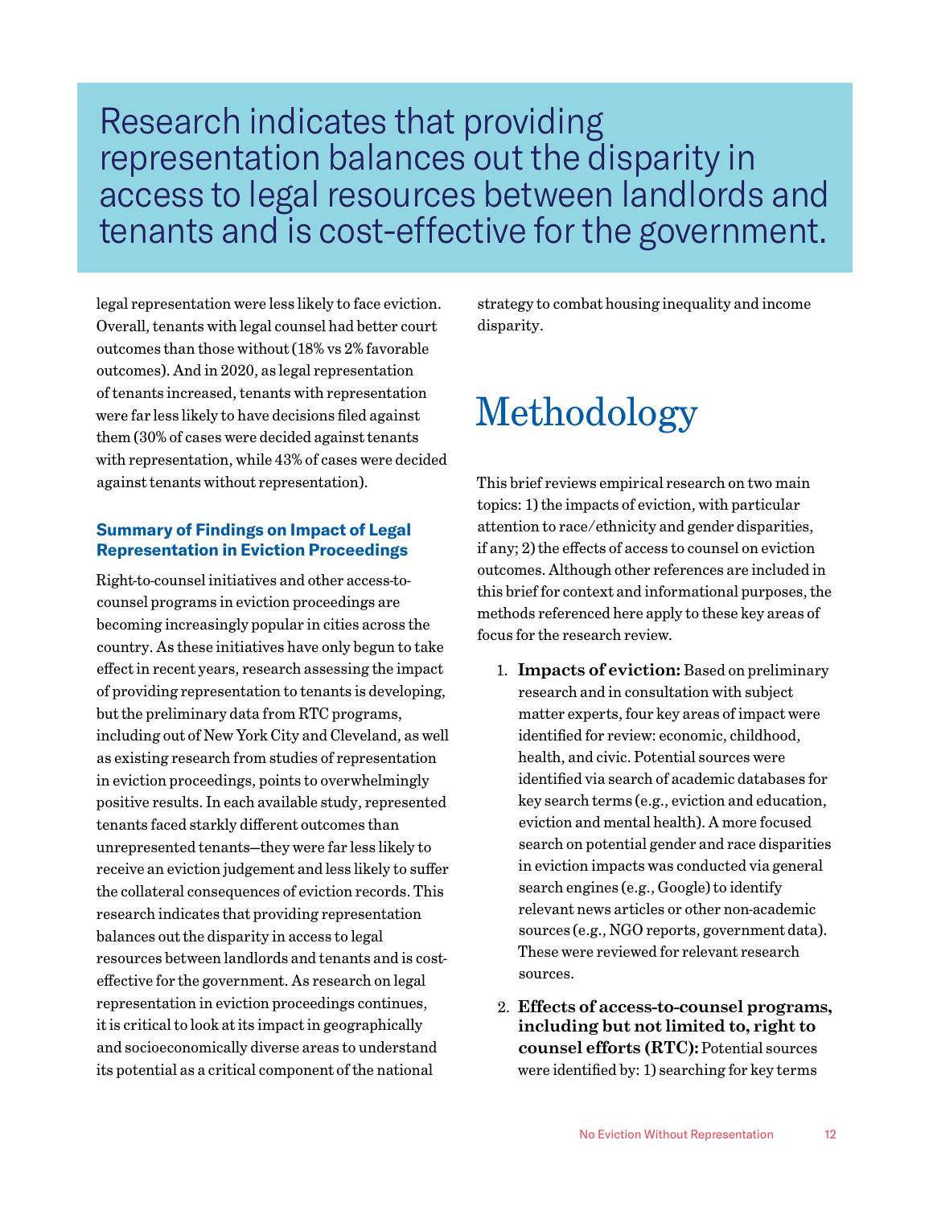> Research indicates that providing representation balances out the disparity in access to legal resources between landlords and tenants and is cost-effective for the government.

legal representation were less likely to face eviction. Overall, tenants with legal counsel had better court outcomes than those without (18% vs 2% favorable outcomes). And in 2020, as legal representation of tenants increased, tenants with representation were far less likely to have decisions filed against them (30% of cases were decided against tenants with representation, while 43% of cases were decided against tenants without representation).

### Summary of Findings on Impact of Legal Representation in Eviction Proceedings

Right-to-counsel initiatives and other access-to-counsel programs in eviction proceedings are becoming increasingly popular in cities across the country. As these initiatives have only begun to take effect in recent years, research assessing the impact of providing representation to tenants is developing, but the preliminary data from RTC programs, including out of New York City and Cleveland, as well as existing research from studies of representation in eviction proceedings, points to overwhelmingly positive results. In each available study, represented tenants faced starkly different outcomes than unrepresented tenants—they were far less likely to receive an eviction judgement and less likely to suffer the collateral consequences of eviction records. This research indicates that providing representation balances out the disparity in access to legal resources between landlords and tenants and is cost-effective for the government. As research on legal representation in eviction proceedings continues, it is critical to look at its impact in geographically and socioeconomically diverse areas to understand its potential as a critical component of the national strategy to combat housing inequality and income disparity.

## Methodology

This brief reviews empirical research on two main topics: 1) the impacts of eviction, with particular attention to race/ethnicity and gender disparities, if any; 2) the effects of access to counsel on eviction outcomes. Although other references are included in this brief for context and informational purposes, the methods referenced here apply to these key areas of focus for the research review.

1. **Impacts of eviction:** Based on preliminary research and in consultation with subject matter experts, four key areas of impact were identified for review: economic, childhood, health, and civic. Potential sources were identified via search of academic databases for key search terms (e.g., eviction and education, eviction and mental health). A more focused search on potential gender and race disparities in eviction impacts was conducted via general search engines (e.g., Google) to identify relevant news articles or other non-academic sources (e.g., NGO reports, government data). These were reviewed for relevant research sources.

2. **Effects of access-to-counsel programs, including but not limited to, right to counsel efforts (RTC):** Potential sources were identified by: 1) searching for key terms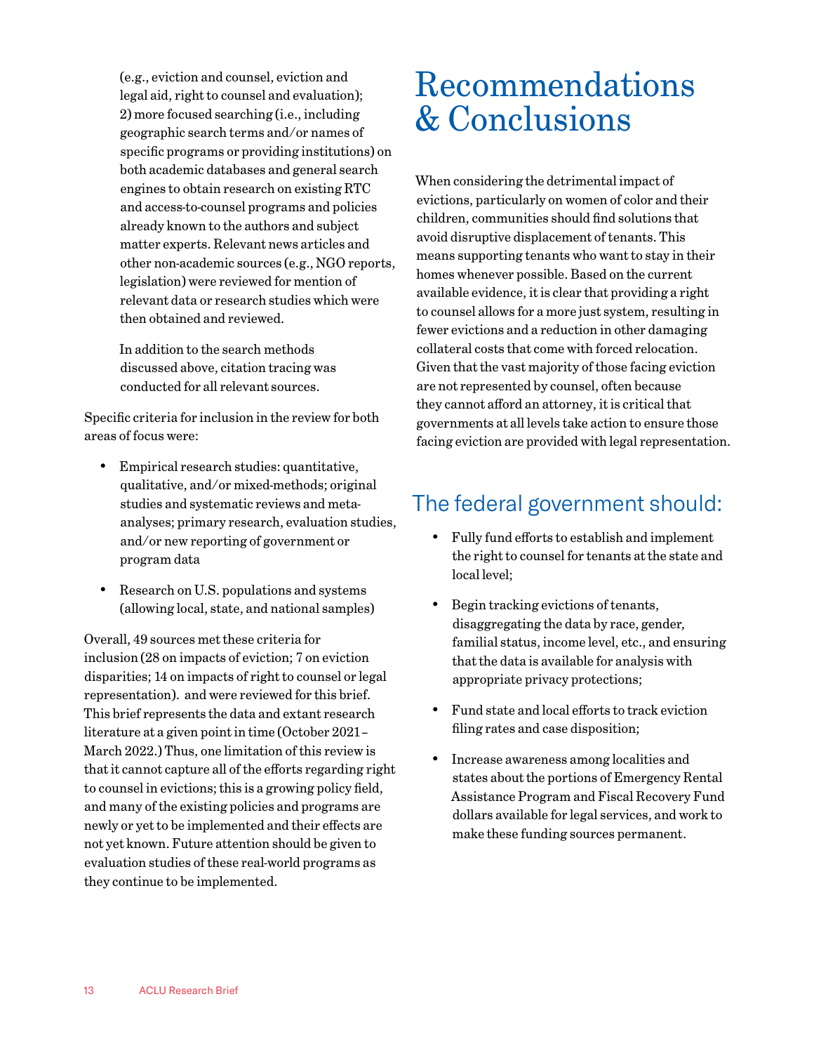(e.g., eviction and counsel, eviction and legal aid, right to counsel and evaluation); 2) more focused searching (i.e., including geographic search terms and/or names of specific programs or providing institutions) on both academic databases and general search engines to obtain research on existing RTC and access-to-counsel programs and policies already known to the authors and subject matter experts. Relevant news articles and other non-academic sources (e.g., NGO reports, legislation) were reviewed for mention of relevant data or research studies which were then obtained and reviewed.

In addition to the search methods discussed above, citation tracing was conducted for all relevant sources.

Specific criteria for inclusion in the review for both areas of focus were:

- Empirical research studies: quantitative, qualitative, and/or mixed-methods; original studies and systematic reviews and meta-analyses; primary research, evaluation studies, and/or new reporting of government or program data
- Research on U.S. populations and systems (allowing local, state, and national samples)

Overall, 49 sources met these criteria for inclusion (28 on impacts of eviction; 7 on eviction disparities; 14 on impacts of right to counsel or legal representation). and were reviewed for this brief. This brief represents the data and extant research literature at a given point in time (October 2021–March 2022.) Thus, one limitation of this review is that it cannot capture all of the efforts regarding right to counsel in evictions; this is a growing policy field, and many of the existing policies and programs are newly or yet to be implemented and their effects are not yet known. Future attention should be given to evaluation studies of these real-world programs as they continue to be implemented.

# Recommendations & Conclusions

When considering the detrimental impact of evictions, particularly on women of color and their children, communities should find solutions that avoid disruptive displacement of tenants. This means supporting tenants who want to stay in their homes whenever possible. Based on the current available evidence, it is clear that providing a right to counsel allows for a more just system, resulting in fewer evictions and a reduction in other damaging collateral costs that come with forced relocation. Given that the vast majority of those facing eviction are not represented by counsel, often because they cannot afford an attorney, it is critical that governments at all levels take action to ensure those facing eviction are provided with legal representation.

## The federal government should:

- Fully fund efforts to establish and implement the right to counsel for tenants at the state and local level;
- Begin tracking evictions of tenants, disaggregating the data by race, gender, familial status, income level, etc., and ensuring that the data is available for analysis with appropriate privacy protections;
- Fund state and local efforts to track eviction filing rates and case disposition;
- Increase awareness among localities and states about the portions of Emergency Rental Assistance Program and Fiscal Recovery Fund dollars available for legal services, and work to make these funding sources permanent.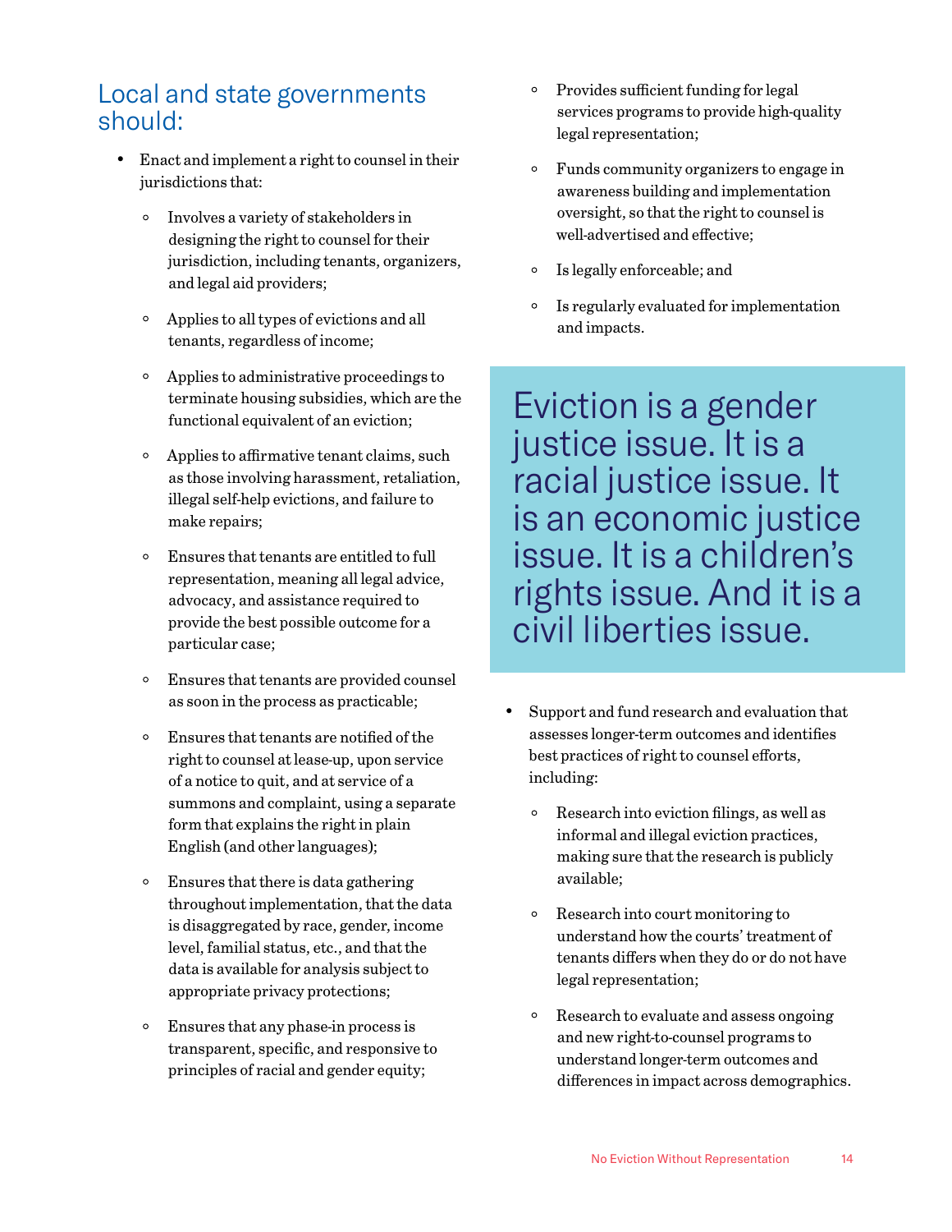## Local and state governments should:

- Enact and implement a right to counsel in their jurisdictions that:
    - Involves a variety of stakeholders in designing the right to counsel for their jurisdiction, including tenants, organizers, and legal aid providers;
    - Applies to all types of evictions and all tenants, regardless of income;
    - Applies to administrative proceedings to terminate housing subsidies, which are the functional equivalent of an eviction;
    - Applies to affirmative tenant claims, such as those involving harassment, retaliation, illegal self-help evictions, and failure to make repairs;
    - Ensures that tenants are entitled to full representation, meaning all legal advice, advocacy, and assistance required to provide the best possible outcome for a particular case;
    - Ensures that tenants are provided counsel as soon in the process as practicable;
    - Ensures that tenants are notified of the right to counsel at lease-up, upon service of a notice to quit, and at service of a summons and complaint, using a separate form that explains the right in plain English (and other languages);
    - Ensures that there is data gathering throughout implementation, that the data is disaggregated by race, gender, income level, familial status, etc., and that the data is available for analysis subject to appropriate privacy protections;
    - Ensures that any phase-in process is transparent, specific, and responsive to principles of racial and gender equity;
    - Provides sufficient funding for legal services programs to provide high-quality legal representation;
    - Funds community organizers to engage in awareness building and implementation oversight, so that the right to counsel is well-advertised and effective;
    - Is legally enforceable; and
    - Is regularly evaluated for implementation and impacts.

> Eviction is a gender justice issue. It is a racial justice issue. It is an economic justice issue. It is a children's rights issue. And it is a civil liberties issue.

- Support and fund research and evaluation that assesses longer-term outcomes and identifies best practices of right to counsel efforts, including:
    - Research into eviction filings, as well as informal and illegal eviction practices, making sure that the research is publicly available;
    - Research into court monitoring to understand how the courts' treatment of tenants differs when they do or do not have legal representation;
    - Research to evaluate and assess ongoing and new right-to-counsel programs to understand longer-term outcomes and differences in impact across demographics.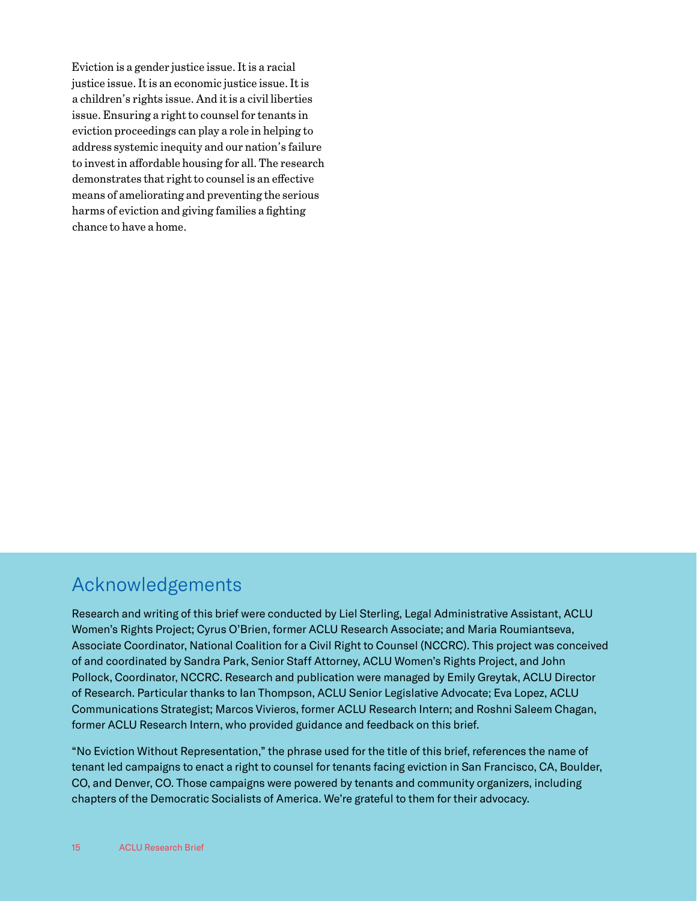Eviction is a gender justice issue. It is a racial justice issue. It is an economic justice issue. It is a children's rights issue. And it is a civil liberties issue. Ensuring a right to counsel for tenants in eviction proceedings can play a role in helping to address systemic inequity and our nation's failure to invest in affordable housing for all. The research demonstrates that right to counsel is an effective means of ameliorating and preventing the serious harms of eviction and giving families a fighting chance to have a home.

## Acknowledgements

Research and writing of this brief were conducted by Liel Sterling, Legal Administrative Assistant, ACLU Women's Rights Project; Cyrus O'Brien, former ACLU Research Associate; and Maria Roumiantseva, Associate Coordinator, National Coalition for a Civil Right to Counsel (NCCRC). This project was conceived of and coordinated by Sandra Park, Senior Staff Attorney, ACLU Women's Rights Project, and John Pollock, Coordinator, NCCRC. Research and publication were managed by Emily Greytak, ACLU Director of Research. Particular thanks to Ian Thompson, ACLU Senior Legislative Advocate; Eva Lopez, ACLU Communications Strategist; Marcos Vivieros, former ACLU Research Intern; and Roshni Saleem Chagan, former ACLU Research Intern, who provided guidance and feedback on this brief.

"No Eviction Without Representation," the phrase used for the title of this brief, references the name of tenant led campaigns to enact a right to counsel for tenants facing eviction in San Francisco, CA, Boulder, CO, and Denver, CO. Those campaigns were powered by tenants and community organizers, including chapters of the Democratic Socialists of America. We're grateful to them for their advocacy.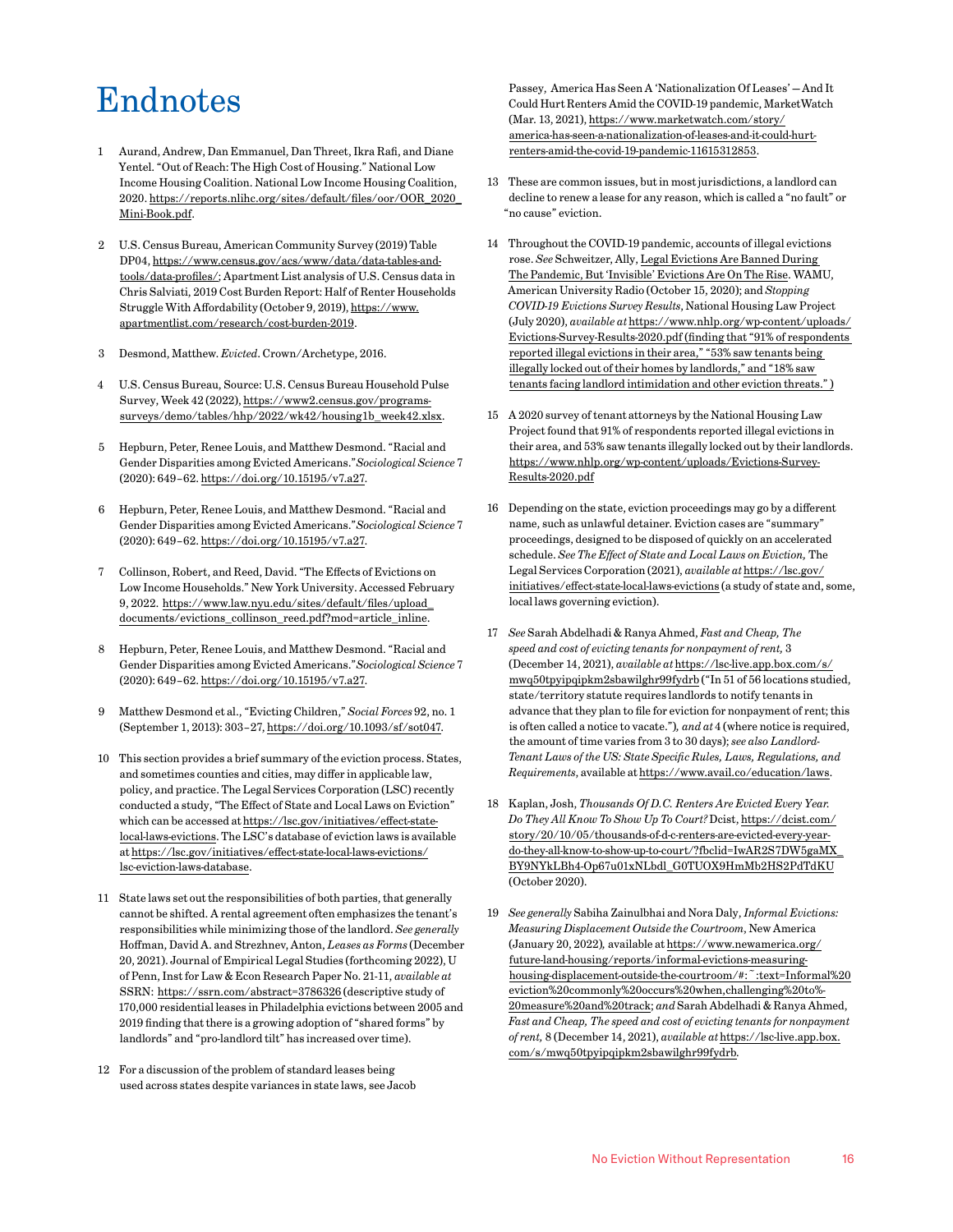# Endnotes

1 Aurand, Andrew, Dan Emmanuel, Dan Threet, Ikra Rafi, and Diane Yentel. "Out of Reach: The High Cost of Housing." National Low Income Housing Coalition. National Low Income Housing Coalition, 2020. https://reports.nlihc.org/sites/default/files/oor/OOR_2020_Mini-Book.pdf.

2 U.S. Census Bureau, American Community Survey (2019) Table DP04, https://www.census.gov/acs/www/data/data-tables-and-tools/data-profiles/; Apartment List analysis of U.S. Census data in Chris Salviati, 2019 Cost Burden Report: Half of Renter Households Struggle With Affordability (October 9, 2019), https://www.apartmentlist.com/research/cost-burden-2019.

3 Desmond, Matthew. *Evicted*. Crown/Archetype, 2016.

4 U.S. Census Bureau, Source: U.S. Census Bureau Household Pulse Survey, Week 42 (2022), https://www2.census.gov/programs-surveys/demo/tables/hhp/2022/wk42/housing1b_week42.xlsx.

5 Hepburn, Peter, Renee Louis, and Matthew Desmond. "Racial and Gender Disparities among Evicted Americans." *Sociological Science* 7 (2020): 649–62. https://doi.org/10.15195/v7.a27.

6 Hepburn, Peter, Renee Louis, and Matthew Desmond. "Racial and Gender Disparities among Evicted Americans." *Sociological Science* 7 (2020): 649–62. https://doi.org/10.15195/v7.a27.

7 Collinson, Robert, and Reed, David. "The Effects of Evictions on Low Income Households." New York University. Accessed February 9, 2022. https://www.law.nyu.edu/sites/default/files/upload_documents/evictions_collinson_reed.pdf?mod=article_inline.

8 Hepburn, Peter, Renee Louis, and Matthew Desmond. "Racial and Gender Disparities among Evicted Americans." *Sociological Science* 7 (2020): 649–62. https://doi.org/10.15195/v7.a27.

9 Matthew Desmond et al., "Evicting Children," *Social Forces* 92, no. 1 (September 1, 2013): 303–27, https://doi.org/10.1093/sf/sot047.

10 This section provides a brief summary of the eviction process. States, and sometimes counties and cities, may differ in applicable law, policy, and practice. The Legal Services Corporation (LSC) recently conducted a study, "The Effect of State and Local Laws on Eviction" which can be accessed at https://lsc.gov/initiatives/effect-state-local-laws-evictions. The LSC's database of eviction laws is available at https://lsc.gov/initiatives/effect-state-local-laws-evictions/lsc-eviction-laws-database.

11 State laws set out the responsibilities of both parties, that generally cannot be shifted. A rental agreement often emphasizes the tenant's responsibilities while minimizing those of the landlord. *See generally* Hoffman, David A. and Strezhnev, Anton, *Leases as Forms* (December 20, 2021). Journal of Empirical Legal Studies (forthcoming 2022), U of Penn, Inst for Law & Econ Research Paper No. 21-11, *available at* SSRN: https://ssrn.com/abstract=3786326 (descriptive study of 170,000 residential leases in Philadelphia evictions between 2005 and 2019 finding that there is a growing adoption of "shared forms" by landlords" and "pro-landlord tilt" has increased over time).

12 For a discussion of the problem of standard leases being used across states despite variances in state laws, see Jacob Passey, America Has Seen A 'Nationalization Of Leases' — And It Could Hurt Renters Amid the COVID-19 pandemic, MarketWatch (Mar. 13, 2021), https://www.marketwatch.com/story/america-has-seen-a-nationalization-of-leases-and-it-could-hurt-renters-amid-the-covid-19-pandemic-11615312853.

13 These are common issues, but in most jurisdictions, a landlord can decline to renew a lease for any reason, which is called a "no fault" or "no cause" eviction.

14 Throughout the COVID-19 pandemic, accounts of illegal evictions rose. *See* Schweitzer, Ally, Legal Evictions Are Banned During The Pandemic, But 'Invisible' Evictions Are On The Rise. WAMU, American University Radio (October 15, 2020); and *Stopping COVID-19 Evictions Survey Results*, National Housing Law Project (July 2020), *available at* https://www.nhlp.org/wp-content/uploads/Evictions-Survey-Results-2020.pdf (finding that "91% of respondents reported illegal evictions in their area," "53% saw tenants being illegally locked out of their homes by landlords," and "18% saw tenants facing landlord intimidation and other eviction threats." )

15 A 2020 survey of tenant attorneys by the National Housing Law Project found that 91% of respondents reported illegal evictions in their area, and 53% saw tenants illegally locked out by their landlords. https://www.nhlp.org/wp-content/uploads/Evictions-Survey-Results-2020.pdf

16 Depending on the state, eviction proceedings may go by a different name, such as unlawful detainer. Eviction cases are "summary" proceedings, designed to be disposed of quickly on an accelerated schedule. *See The Effect of State and Local Laws on Eviction,* The Legal Services Corporation (2021), *available at* https://lsc.gov/initiatives/effect-state-local-laws-evictions (a study of state and, some, local laws governing eviction).

17 *See* Sarah Abdelhadi & Ranya Ahmed, *Fast and Cheap, The speed and cost of evicting tenants for nonpayment of rent,* 3 (December 14, 2021), *available at* https://lsc-live.app.box.com/s/mwq50tpyipqipkm2sbawilghr99fydrb ("In 51 of 56 locations studied, state/territory statute requires landlords to notify tenants in advance that they plan to file for eviction for nonpayment of rent; this is often called a notice to vacate."), *and at* 4 (where notice is required, the amount of time varies from 3 to 30 days); *see also Landlord-Tenant Laws of the US: State Specific Rules, Laws, Regulations, and Requirements*, available at https://www.avail.co/education/laws.

18 Kaplan, Josh, *Thousands Of D.C. Renters Are Evicted Every Year. Do They All Know To Show Up To Court?* Dcist, https://dcist.com/story/20/10/05/thousands-of-d-c-renters-are-evicted-every-year-do-they-all-know-to-show-up-to-court/?fbclid=IwAR2S7DW5gaMX_BY9NYkLBh4-Op67u01xNLbdl_G0TUOX9HmMb2HS2PdTdKU (October 2020).

19 *See generally* Sabiha Zainulbhai and Nora Daly, *Informal Evictions: Measuring Displacement Outside the Courtroom*, New America (January 20, 2022), available at https://www.newamerica.org/future-land-housing/reports/informal-evictions-measuring-housing-displacement-outside-the-courtroom/#:~:text=Informal%20eviction%20commonly%20occurs%20when,challenging%20to%20measure%20and%20track; *and* Sarah Abdelhadi & Ranya Ahmed, *Fast and Cheap, The speed and cost of evicting tenants for nonpayment of rent,* 8 (December 14, 2021), *available at* https://lsc-live.app.box.com/s/mwq50tpyipqipkm2sbawilghr99fydrb.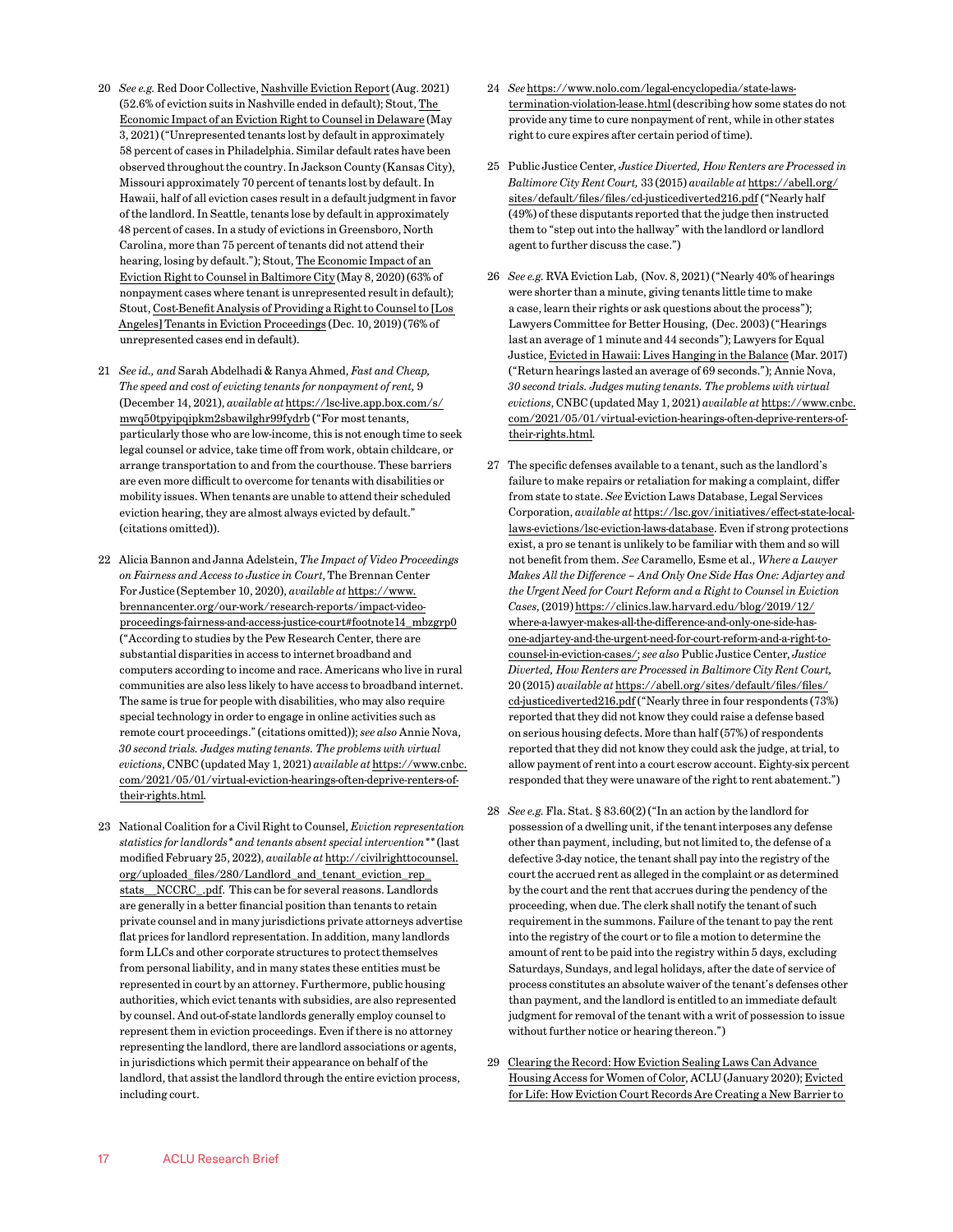20 *See e.g.* Red Door Collective, Nashville Eviction Report (Aug. 2021) (52.6% of eviction suits in Nashville ended in default); Stout, The Economic Impact of an Eviction Right to Counsel in Delaware (May 3, 2021) ("Unrepresented tenants lost by default in approximately 58 percent of cases in Philadelphia. Similar default rates have been observed throughout the country. In Jackson County (Kansas City), Missouri approximately 70 percent of tenants lost by default. In Hawaii, half of all eviction cases result in a default judgment in favor of the landlord. In Seattle, tenants lose by default in approximately 48 percent of cases. In a study of evictions in Greensboro, North Carolina, more than 75 percent of tenants did not attend their hearing, losing by default."); Stout, The Economic Impact of an Eviction Right to Counsel in Baltimore City (May 8, 2020) (63% of nonpayment cases where tenant is unrepresented result in default); Stout, Cost-Benefit Analysis of Providing a Right to Counsel to [Los Angeles] Tenants in Eviction Proceedings (Dec. 10, 2019) (76% of unrepresented cases end in default).

21 *See id., and* Sarah Abdelhadi & Ranya Ahmed, *Fast and Cheap, The speed and cost of evicting tenants for nonpayment of rent,* 9 (December 14, 2021), *available at* https://lsc-live.app.box.com/s/mwq50tpyipqipkm2sbawilghr99fydrb ("For most tenants, particularly those who are low-income, this is not enough time to seek legal counsel or advice, take time off from work, obtain childcare, or arrange transportation to and from the courthouse. These barriers are even more difficult to overcome for tenants with disabilities or mobility issues. When tenants are unable to attend their scheduled eviction hearing, they are almost always evicted by default." (citations omitted)).

22 Alicia Bannon and Janna Adelstein, *The Impact of Video Proceedings on Fairness and Access to Justice in Court*, The Brennan Center For Justice (September 10, 2020), *available at* https://www.brennancenter.org/our-work/research-reports/impact-video-proceedings-fairness-and-access-justice-court#footnote14_mbzgrp0 ("According to studies by the Pew Research Center, there are substantial disparities in access to internet broadband and computers according to income and race. Americans who live in rural communities are also less likely to have access to broadband internet. The same is true for people with disabilities, who may also require special technology in order to engage in online activities such as remote court proceedings." (citations omitted)); *see also* Annie Nova, *30 second trials. Judges muting tenants. The problems with virtual evictions*, CNBC (updated May 1, 2021) *available at* https://www.cnbc.com/2021/05/01/virtual-eviction-hearings-often-deprive-renters-of-their-rights.html.

23 National Coalition for a Civil Right to Counsel, *Eviction representation statistics for landlords\* and tenants absent special intervention\*\** (last modified February 25, 2022), *available at* http://civilrighttocounsel.org/uploaded_files/280/Landlord_and_tenant_eviction_rep_stats__NCCRC_.pdf. This can be for several reasons. Landlords are generally in a better financial position than tenants to retain private counsel and in many jurisdictions private attorneys advertise flat prices for landlord representation. In addition, many landlords form LLCs and other corporate structures to protect themselves from personal liability, and in many states these entities must be represented in court by an attorney. Furthermore, public housing authorities, which evict tenants with subsidies, are also represented by counsel. And out-of-state landlords generally employ counsel to represent them in eviction proceedings. Even if there is no attorney representing the landlord, there are landlord associations or agents, in jurisdictions which permit their appearance on behalf of the landlord, that assist the landlord through the entire eviction process, including court.

24 *See* https://www.nolo.com/legal-encyclopedia/state-laws-termination-violation-lease.html (describing how some states do not provide any time to cure nonpayment of rent, while in other states right to cure expires after certain period of time).

25 Public Justice Center, *Justice Diverted, How Renters are Processed in Baltimore City Rent Court,* 33 (2015) *available at* https://abell.org/sites/default/files/files/cd-justicediverted216.pdf ("Nearly half (49%) of these disputants reported that the judge then instructed them to "step out into the hallway" with the landlord or landlord agent to further discuss the case.")

26 *See e.g.* RVA Eviction Lab, (Nov. 8, 2021) ("Nearly 40% of hearings were shorter than a minute, giving tenants little time to make a case, learn their rights or ask questions about the process"); Lawyers Committee for Better Housing, (Dec. 2003) ("Hearings last an average of 1 minute and 44 seconds"); Lawyers for Equal Justice, Evicted in Hawaii: Lives Hanging in the Balance (Mar. 2017) ("Return hearings lasted an average of 69 seconds."); Annie Nova, *30 second trials. Judges muting tenants. The problems with virtual evictions*, CNBC (updated May 1, 2021) *available at* https://www.cnbc.com/2021/05/01/virtual-eviction-hearings-often-deprive-renters-of-their-rights.html.

27 The specific defenses available to a tenant, such as the landlord's failure to make repairs or retaliation for making a complaint, differ from state to state. *See* Eviction Laws Database, Legal Services Corporation, *available at* https://lsc.gov/initiatives/effect-state-local-laws-evictions/lsc-eviction-laws-database. Even if strong protections exist, a pro se tenant is unlikely to be familiar with them and so will not benefit from them. *See* Caramello, Esme et al., *Where a Lawyer Makes All the Difference – And Only One Side Has One: Adjartey and the Urgent Need for Court Reform and a Right to Counsel in Eviction Cases*, (2019) https://clinics.law.harvard.edu/blog/2019/12/where-a-lawyer-makes-all-the-difference-and-only-one-side-has-one-adjartey-and-the-urgent-need-for-court-reform-and-a-right-to-counsel-in-eviction-cases/; *see also* Public Justice Center, *Justice Diverted, How Renters are Processed in Baltimore City Rent Court,* 20 (2015) *available at* https://abell.org/sites/default/files/files/cd-justicediverted216.pdf ("Nearly three in four respondents (73%) reported that they did not know they could raise a defense based on serious housing defects. More than half (57%) of respondents reported that they did not know they could ask the judge, at trial, to allow payment of rent into a court escrow account. Eighty-six percent responded that they were unaware of the right to rent abatement.")

28 *See e.g.* Fla. Stat. § 83.60(2) ("In an action by the landlord for possession of a dwelling unit, if the tenant interposes any defense other than payment, including, but not limited to, the defense of a defective 3-day notice, the tenant shall pay into the registry of the court the accrued rent as alleged in the complaint or as determined by the court and the rent that accrues during the pendency of the proceeding, when due. The clerk shall notify the tenant of such requirement in the summons. Failure of the tenant to pay the rent into the registry of the court or to file a motion to determine the amount of rent to be paid into the registry within 5 days, excluding Saturdays, Sundays, and legal holidays, after the date of service of process constitutes an absolute waiver of the tenant's defenses other than payment, and the landlord is entitled to an immediate default judgment for removal of the tenant with a writ of possession to issue without further notice or hearing thereon.")

29 Clearing the Record: How Eviction Sealing Laws Can Advance Housing Access for Women of Color, ACLU (January 2020); Evicted for Life: How Eviction Court Records Are Creating a New Barrier to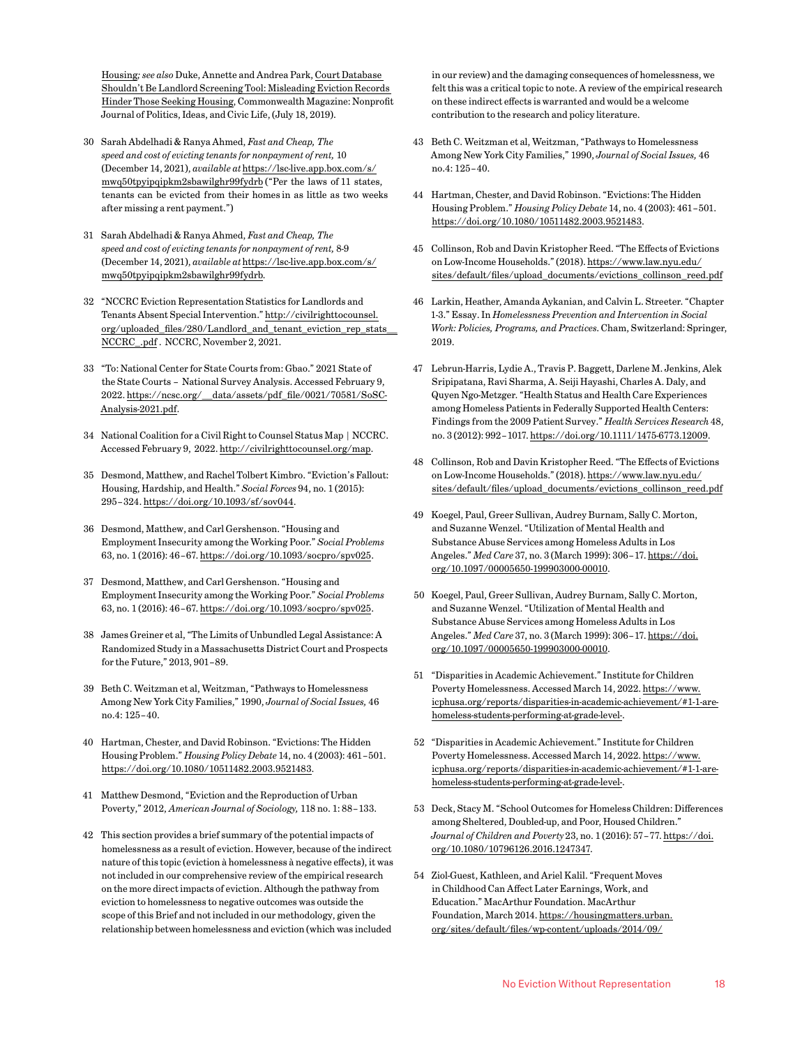Housing*; see also* Duke, Annette and Andrea Park, Court Database Shouldn't Be Landlord Screening Tool: Misleading Eviction Records Hinder Those Seeking Housing, Commonwealth Magazine: Nonprofit Journal of Politics, Ideas, and Civic Life, (July 18, 2019).

30 Sarah Abdelhadi & Ranya Ahmed, *Fast and Cheap, The speed and cost of evicting tenants for nonpayment of rent,* 10 (December 14, 2021), *available at* https://lsc-live.app.box.com/s/mwq50tpyipqipkm2sbawilghr99fydrb ("Per the laws of 11 states, tenants can be evicted from their homes in as little as two weeks after missing a rent payment.")

31 Sarah Abdelhadi & Ranya Ahmed, *Fast and Cheap, The speed and cost of evicting tenants for nonpayment of rent,* 8-9 (December 14, 2021), *available at* https://lsc-live.app.box.com/s/mwq50tpyipqipkm2sbawilghr99fydrb.

32 "NCCRC Eviction Representation Statistics for Landlords and Tenants Absent Special Intervention." http://civilrighttocounsel.org/uploaded_files/280/Landlord_and_tenant_eviction_rep_stats__NCCRC_.pdf . NCCRC, November 2, 2021.

33 "To: National Center for State Courts from: Gbao." 2021 State of the State Courts – National Survey Analysis. Accessed February 9, 2022. https://ncsc.org/__data/assets/pdf_file/0021/70581/SoSC-Analysis-2021.pdf.

34 National Coalition for a Civil Right to Counsel Status Map | NCCRC. Accessed February 9, 2022. http://civilrighttocounsel.org/map.

35 Desmond, Matthew, and Rachel Tolbert Kimbro. "Eviction's Fallout: Housing, Hardship, and Health." *Social Forces* 94, no. 1 (2015): 295–324. https://doi.org/10.1093/sf/sov044.

36 Desmond, Matthew, and Carl Gershenson. "Housing and Employment Insecurity among the Working Poor." *Social Problems* 63, no. 1 (2016): 46–67. https://doi.org/10.1093/socpro/spv025.

37 Desmond, Matthew, and Carl Gershenson. "Housing and Employment Insecurity among the Working Poor." *Social Problems* 63, no. 1 (2016): 46–67. https://doi.org/10.1093/socpro/spv025.

38 James Greiner et al, "The Limits of Unbundled Legal Assistance: A Randomized Study in a Massachusetts District Court and Prospects for the Future," 2013, 901–89.

39 Beth C. Weitzman et al, Weitzman, "Pathways to Homelessness Among New York City Families," 1990, *Journal of Social Issues,* 46 no.4: 125–40.

40 Hartman, Chester, and David Robinson. "Evictions: The Hidden Housing Problem." *Housing Policy Debate* 14, no. 4 (2003): 461–501. https://doi.org/10.1080/10511482.2003.9521483.

41 Matthew Desmond, "Eviction and the Reproduction of Urban Poverty," 2012, *American Journal of Sociology,* 118 no. 1: 88–133.

42 This section provides a brief summary of the potential impacts of homelessness as a result of eviction. However, because of the indirect nature of this topic (eviction à homelessness à negative effects), it was not included in our comprehensive review of the empirical research on the more direct impacts of eviction. Although the pathway from eviction to homelessness to negative outcomes was outside the scope of this Brief and not included in our methodology, given the relationship between homelessness and eviction (which was included in our review) and the damaging consequences of homelessness, we felt this was a critical topic to note. A review of the empirical research on these indirect effects is warranted and would be a welcome contribution to the research and policy literature.

43 Beth C. Weitzman et al, Weitzman, "Pathways to Homelessness Among New York City Families," 1990, *Journal of Social Issues,* 46 no.4: 125–40.

44 Hartman, Chester, and David Robinson. "Evictions: The Hidden Housing Problem." *Housing Policy Debate* 14, no. 4 (2003): 461–501. https://doi.org/10.1080/10511482.2003.9521483.

45 Collinson, Rob and Davin Kristopher Reed. "The Effects of Evictions on Low-Income Households." (2018). https://www.law.nyu.edu/sites/default/files/upload_documents/evictions_collinson_reed.pdf

46 Larkin, Heather, Amanda Aykanian, and Calvin L. Streeter. "Chapter 1-3." Essay. In *Homelessness Prevention and Intervention in Social Work: Policies, Programs, and Practices.* Cham, Switzerland: Springer, 2019.

47 Lebrun-Harris, Lydie A., Travis P. Baggett, Darlene M. Jenkins, Alek Sripipatana, Ravi Sharma, A. Seiji Hayashi, Charles A. Daly, and Quyen Ngo-Metzger. "Health Status and Health Care Experiences among Homeless Patients in Federally Supported Health Centers: Findings from the 2009 Patient Survey." *Health Services Research* 48, no. 3 (2012): 992–1017. https://doi.org/10.1111/1475-6773.12009.

48 Collinson, Rob and Davin Kristopher Reed. "The Effects of Evictions on Low-Income Households." (2018). https://www.law.nyu.edu/sites/default/files/upload_documents/evictions_collinson_reed.pdf

49 Koegel, Paul, Greer Sullivan, Audrey Burnam, Sally C. Morton, and Suzanne Wenzel. "Utilization of Mental Health and Substance Abuse Services among Homeless Adults in Los Angeles." *Med Care* 37, no. 3 (March 1999): 306–17. https://doi.org/10.1097/00005650-199903000-00010.

50 Koegel, Paul, Greer Sullivan, Audrey Burnam, Sally C. Morton, and Suzanne Wenzel. "Utilization of Mental Health and Substance Abuse Services among Homeless Adults in Los Angeles." *Med Care* 37, no. 3 (March 1999): 306–17. https://doi.org/10.1097/00005650-199903000-00010.

51 "Disparities in Academic Achievement." Institute for Children Poverty Homelessness. Accessed March 14, 2022. https://www.icphusa.org/reports/disparities-in-academic-achievement/#1-1-are-homeless-students-performing-at-grade-level-.

52 "Disparities in Academic Achievement." Institute for Children Poverty Homelessness. Accessed March 14, 2022. https://www.icphusa.org/reports/disparities-in-academic-achievement/#1-1-are-homeless-students-performing-at-grade-level-.

53 Deck, Stacy M. "School Outcomes for Homeless Children: Differences among Sheltered, Doubled-up, and Poor, Housed Children." *Journal of Children and Poverty* 23, no. 1 (2016): 57–77. https://doi.org/10.1080/10796126.2016.1247347.

54 Ziol-Guest, Kathleen, and Ariel Kalil. "Frequent Moves in Childhood Can Affect Later Earnings, Work, and Education." MacArthur Foundation. MacArthur Foundation, March 2014. https://housingmatters.urban.org/sites/default/files/wp-content/uploads/2014/09/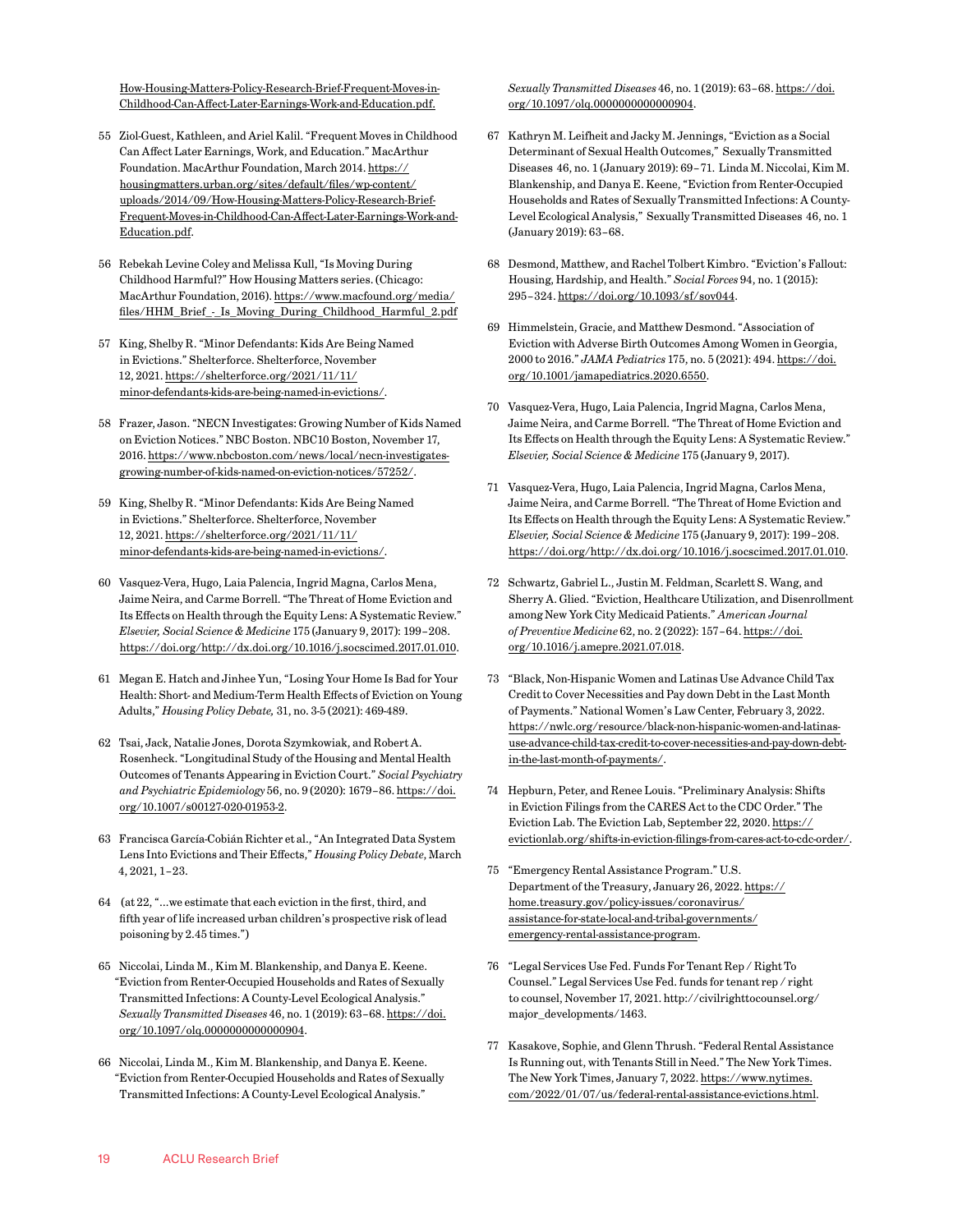How-Housing-Matters-Policy-Research-Brief-Frequent-Moves-in-Childhood-Can-Affect-Later-Earnings-Work-and-Education.pdf.

55 Ziol-Guest, Kathleen, and Ariel Kalil. "Frequent Moves in Childhood Can Affect Later Earnings, Work, and Education." MacArthur Foundation. MacArthur Foundation, March 2014. https://housingmatters.urban.org/sites/default/files/wp-content/uploads/2014/09/How-Housing-Matters-Policy-Research-Brief-Frequent-Moves-in-Childhood-Can-Affect-Later-Earnings-Work-and-Education.pdf.

56 Rebekah Levine Coley and Melissa Kull, "Is Moving During Childhood Harmful?" How Housing Matters series. (Chicago: MacArthur Foundation, 2016). https://www.macfound.org/media/files/HHM_Brief_-_Is_Moving_During_Childhood_Harmful_2.pdf

57 King, Shelby R. "Minor Defendants: Kids Are Being Named in Evictions." Shelterforce. Shelterforce, November 12, 2021. https://shelterforce.org/2021/11/11/minor-defendants-kids-are-being-named-in-evictions/.

58 Frazer, Jason. "NECN Investigates: Growing Number of Kids Named on Eviction Notices." NBC Boston. NBC10 Boston, November 17, 2016. https://www.nbcboston.com/news/local/necn-investigates-growing-number-of-kids-named-on-eviction-notices/57252/.

59 King, Shelby R. "Minor Defendants: Kids Are Being Named in Evictions." Shelterforce. Shelterforce, November 12, 2021. https://shelterforce.org/2021/11/11/minor-defendants-kids-are-being-named-in-evictions/.

60 Vasquez-Vera, Hugo, Laia Palencia, Ingrid Magna, Carlos Mena, Jaime Neira, and Carme Borrell. "The Threat of Home Eviction and Its Effects on Health through the Equity Lens: A Systematic Review." *Elsevier, Social Science & Medicine* 175 (January 9, 2017): 199–208. https://doi.org/http://dx.doi.org/10.1016/j.socscimed.2017.01.010.

61 Megan E. Hatch and Jinhee Yun, "Losing Your Home Is Bad for Your Health: Short- and Medium-Term Health Effects of Eviction on Young Adults," *Housing Policy Debate,* 31, no. 3-5 (2021): 469-489.

62 Tsai, Jack, Natalie Jones, Dorota Szymkowiak, and Robert A. Rosenheck. "Longitudinal Study of the Housing and Mental Health Outcomes of Tenants Appearing in Eviction Court." *Social Psychiatry and Psychiatric Epidemiology* 56, no. 9 (2020): 1679–86. https://doi.org/10.1007/s00127-020-01953-2.

63 Francisca García-Cobián Richter et al., "An Integrated Data System Lens Into Evictions and Their Effects," *Housing Policy Debate*, March 4, 2021, 1–23.

64 (at 22, "…we estimate that each eviction in the first, third, and fifth year of life increased urban children's prospective risk of lead poisoning by 2.45 times.")

65 Niccolai, Linda M., Kim M. Blankenship, and Danya E. Keene. "Eviction from Renter-Occupied Households and Rates of Sexually Transmitted Infections: A County-Level Ecological Analysis." *Sexually Transmitted Diseases* 46, no. 1 (2019): 63–68. https://doi.org/10.1097/olq.0000000000000904.

66 Niccolai, Linda M., Kim M. Blankenship, and Danya E. Keene. "Eviction from Renter-Occupied Households and Rates of Sexually Transmitted Infections: A County-Level Ecological Analysis." *Sexually Transmitted Diseases* 46, no. 1 (2019): 63–68. https://doi.org/10.1097/olq.0000000000000904.

67 Kathryn M. Leifheit and Jacky M. Jennings, "Eviction as a Social Determinant of Sexual Health Outcomes," Sexually Transmitted Diseases 46, no. 1 (January 2019): 69–71. Linda M. Niccolai, Kim M. Blankenship, and Danya E. Keene, "Eviction from Renter-Occupied Households and Rates of Sexually Transmitted Infections: A County-Level Ecological Analysis," Sexually Transmitted Diseases 46, no. 1 (January 2019): 63–68.

68 Desmond, Matthew, and Rachel Tolbert Kimbro. "Eviction's Fallout: Housing, Hardship, and Health." *Social Forces* 94, no. 1 (2015): 295–324. https://doi.org/10.1093/sf/sov044.

69 Himmelstein, Gracie, and Matthew Desmond. "Association of Eviction with Adverse Birth Outcomes Among Women in Georgia, 2000 to 2016." *JAMA Pediatrics* 175, no. 5 (2021): 494. https://doi.org/10.1001/jamapediatrics.2020.6550.

70 Vasquez-Vera, Hugo, Laia Palencia, Ingrid Magna, Carlos Mena, Jaime Neira, and Carme Borrell. "The Threat of Home Eviction and Its Effects on Health through the Equity Lens: A Systematic Review." *Elsevier, Social Science & Medicine* 175 (January 9, 2017).

71 Vasquez-Vera, Hugo, Laia Palencia, Ingrid Magna, Carlos Mena, Jaime Neira, and Carme Borrell. "The Threat of Home Eviction and Its Effects on Health through the Equity Lens: A Systematic Review." *Elsevier, Social Science & Medicine* 175 (January 9, 2017): 199–208. https://doi.org/http://dx.doi.org/10.1016/j.socscimed.2017.01.010.

72 Schwartz, Gabriel L., Justin M. Feldman, Scarlett S. Wang, and Sherry A. Glied. "Eviction, Healthcare Utilization, and Disenrollment among New York City Medicaid Patients." *American Journal of Preventive Medicine* 62, no. 2 (2022): 157–64. https://doi.org/10.1016/j.amepre.2021.07.018.

73 "Black, Non-Hispanic Women and Latinas Use Advance Child Tax Credit to Cover Necessities and Pay down Debt in the Last Month of Payments." National Women's Law Center, February 3, 2022. https://nwlc.org/resource/black-non-hispanic-women-and-latinas-use-advance-child-tax-credit-to-cover-necessities-and-pay-down-debt-in-the-last-month-of-payments/.

74 Hepburn, Peter, and Renee Louis. "Preliminary Analysis: Shifts in Eviction Filings from the CARES Act to the CDC Order." The Eviction Lab. The Eviction Lab, September 22, 2020. https://evictionlab.org/shifts-in-eviction-filings-from-cares-act-to-cdc-order/.

75 "Emergency Rental Assistance Program." U.S. Department of the Treasury, January 26, 2022. https://home.treasury.gov/policy-issues/coronavirus/assistance-for-state-local-and-tribal-governments/emergency-rental-assistance-program.

76 "Legal Services Use Fed. Funds For Tenant Rep / Right To Counsel." Legal Services Use Fed. funds for tenant rep / right to counsel, November 17, 2021. http://civilrighttocounsel.org/major_developments/1463.

77 Kasakove, Sophie, and Glenn Thrush. "Federal Rental Assistance Is Running out, with Tenants Still in Need." The New York Times. The New York Times, January 7, 2022. https://www.nytimes.com/2022/01/07/us/federal-rental-assistance-evictions.html.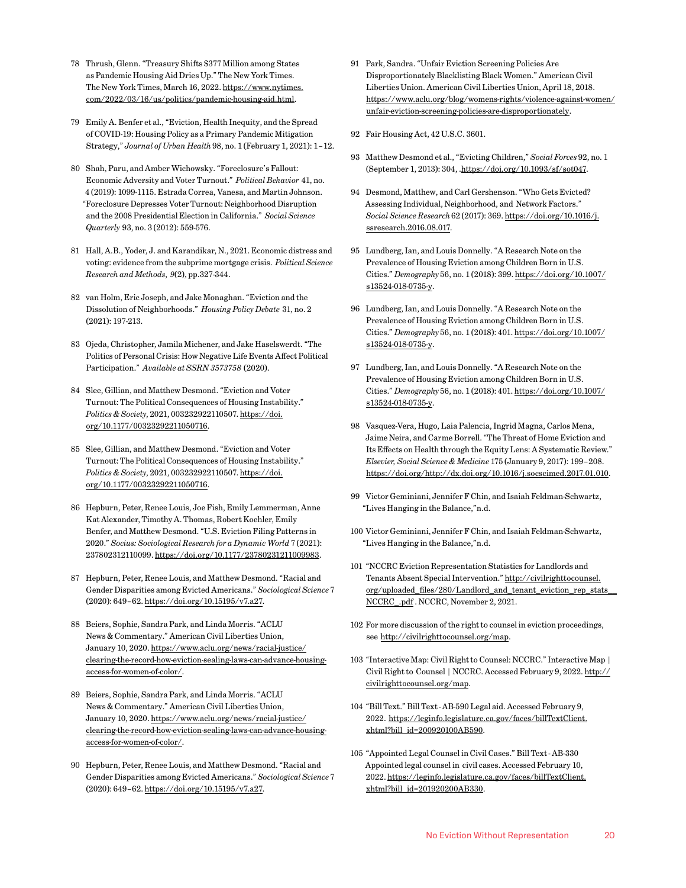78 Thrush, Glenn. "Treasury Shifts $377 Million among States as Pandemic Housing Aid Dries Up." The New York Times. The New York Times, March 16, 2022. https://www.nytimes.com/2022/03/16/us/politics/pandemic-housing-aid.html.

79 Emily A. Benfer et al., "Eviction, Health Inequity, and the Spread of COVID-19: Housing Policy as a Primary Pandemic Mitigation Strategy," *Journal of Urban Health* 98, no. 1 (February 1, 2021): 1–12.

80 Shah, Paru, and Amber Wichowsky. "Foreclosure's Fallout: Economic Adversity and Voter Turnout." *Political Behavior* 41, no. 4 (2019): 1099-1115. Estrada Correa, Vanesa, and Martin Johnson. "Foreclosure Depresses Voter Turnout: Neighborhood Disruption and the 2008 Presidential Election in California." *Social Science Quarterly* 93, no. 3 (2012): 559-576.

81 Hall, A.B., Yoder, J. and Karandikar, N., 2021. Economic distress and voting: evidence from the subprime mortgage crisis. *Political Science Research and Methods*, *9*(2), pp.327-344.

82 van Holm, Eric Joseph, and Jake Monaghan. "Eviction and the Dissolution of Neighborhoods." *Housing Policy Debate* 31, no. 2 (2021): 197-213.

83 Ojeda, Christopher, Jamila Michener, and Jake Haselswerdt. "The Politics of Personal Crisis: How Negative Life Events Affect Political Participation." *Available at SSRN 3573758* (2020).

84 Slee, Gillian, and Matthew Desmond. "Eviction and Voter Turnout: The Political Consequences of Housing Instability." *Politics & Society*, 2021, 003232922110507. https://doi.org/10.1177/00323292211050716.

85 Slee, Gillian, and Matthew Desmond. "Eviction and Voter Turnout: The Political Consequences of Housing Instability." *Politics & Society*, 2021, 003232922110507. https://doi.org/10.1177/00323292211050716.

86 Hepburn, Peter, Renee Louis, Joe Fish, Emily Lemmerman, Anne Kat Alexander, Timothy A. Thomas, Robert Koehler, Emily Benfer, and Matthew Desmond. "U.S. Eviction Filing Patterns in 2020." *Socius: Sociological Research for a Dynamic World* 7 (2021): 237802312110099. https://doi.org/10.1177/23780231211009983.

87 Hepburn, Peter, Renee Louis, and Matthew Desmond. "Racial and Gender Disparities among Evicted Americans." *Sociological Science* 7 (2020): 649–62. https://doi.org/10.15195/v7.a27.

88 Beiers, Sophie, Sandra Park, and Linda Morris. "ACLU News & Commentary." American Civil Liberties Union, January 10, 2020. https://www.aclu.org/news/racial-justice/clearing-the-record-how-eviction-sealing-laws-can-advance-housing-access-for-women-of-color/.

89 Beiers, Sophie, Sandra Park, and Linda Morris. "ACLU News & Commentary." American Civil Liberties Union, January 10, 2020. https://www.aclu.org/news/racial-justice/clearing-the-record-how-eviction-sealing-laws-can-advance-housing-access-for-women-of-color/.

90 Hepburn, Peter, Renee Louis, and Matthew Desmond. "Racial and Gender Disparities among Evicted Americans." *Sociological Science* 7 (2020): 649–62. https://doi.org/10.15195/v7.a27.

91 Park, Sandra. "Unfair Eviction Screening Policies Are Disproportionately Blacklisting Black Women." American Civil Liberties Union. American Civil Liberties Union, April 18, 2018. https://www.aclu.org/blog/womens-rights/violence-against-women/unfair-eviction-screening-policies-are-disproportionately.

92 Fair Housing Act, 42 U.S.C. 3601.

93 Matthew Desmond et al., "Evicting Children," *Social Forces* 92, no. 1 (September 1, 2013): 304, .https://doi.org/10.1093/sf/sot047.

94 Desmond, Matthew, and Carl Gershenson. "Who Gets Evicted? Assessing Individual, Neighborhood, and Network Factors." *Social Science Research* 62 (2017): 369. https://doi.org/10.1016/j.ssresearch.2016.08.017.

95 Lundberg, Ian, and Louis Donnelly. "A Research Note on the Prevalence of Housing Eviction among Children Born in U.S. Cities." *Demography* 56, no. 1 (2018): 399. https://doi.org/10.1007/s13524-018-0735-y.

96 Lundberg, Ian, and Louis Donnelly. "A Research Note on the Prevalence of Housing Eviction among Children Born in U.S. Cities." *Demography* 56, no. 1 (2018): 401. https://doi.org/10.1007/s13524-018-0735-y.

97 Lundberg, Ian, and Louis Donnelly. "A Research Note on the Prevalence of Housing Eviction among Children Born in U.S. Cities." *Demography* 56, no. 1 (2018): 401. https://doi.org/10.1007/s13524-018-0735-y.

98 Vasquez-Vera, Hugo, Laia Palencia, Ingrid Magna, Carlos Mena, Jaime Neira, and Carme Borrell. "The Threat of Home Eviction and Its Effects on Health through the Equity Lens: A Systematic Review." *Elsevier, Social Science & Medicine* 175 (January 9, 2017): 199–208. https://doi.org/http://dx.doi.org/10.1016/j.socscimed.2017.01.010.

99 Victor Geminiani, Jennifer F Chin, and Isaiah Feldman-Schwartz, "Lives Hanging in the Balance,"n.d.

100 Victor Geminiani, Jennifer F Chin, and Isaiah Feldman-Schwartz, "Lives Hanging in the Balance,"n.d.

101 "NCCRC Eviction Representation Statistics for Landlords and Tenants Absent Special Intervention." http://civilrighttocounsel.org/uploaded_files/280/Landlord_and_tenant_eviction_rep_stats__NCCRC_.pdf . NCCRC, November 2, 2021.

102 For more discussion of the right to counsel in eviction proceedings, see http://civilrighttocounsel.org/map.

103 "Interactive Map: Civil Right to Counsel: NCCRC." Interactive Map | Civil Right to Counsel | NCCRC. Accessed February 9, 2022. http://civilrighttocounsel.org/map.

104 "Bill Text." Bill Text - AB-590 Legal aid. Accessed February 9, 2022. https://leginfo.legislature.ca.gov/faces/billTextClient.xhtml?bill_id=200920100AB590.

105 "Appointed Legal Counsel in Civil Cases." Bill Text - AB-330 Appointed legal counsel in civil cases. Accessed February 10, 2022. https://leginfo.legislature.ca.gov/faces/billTextClient.xhtml?bill_id=201920200AB330.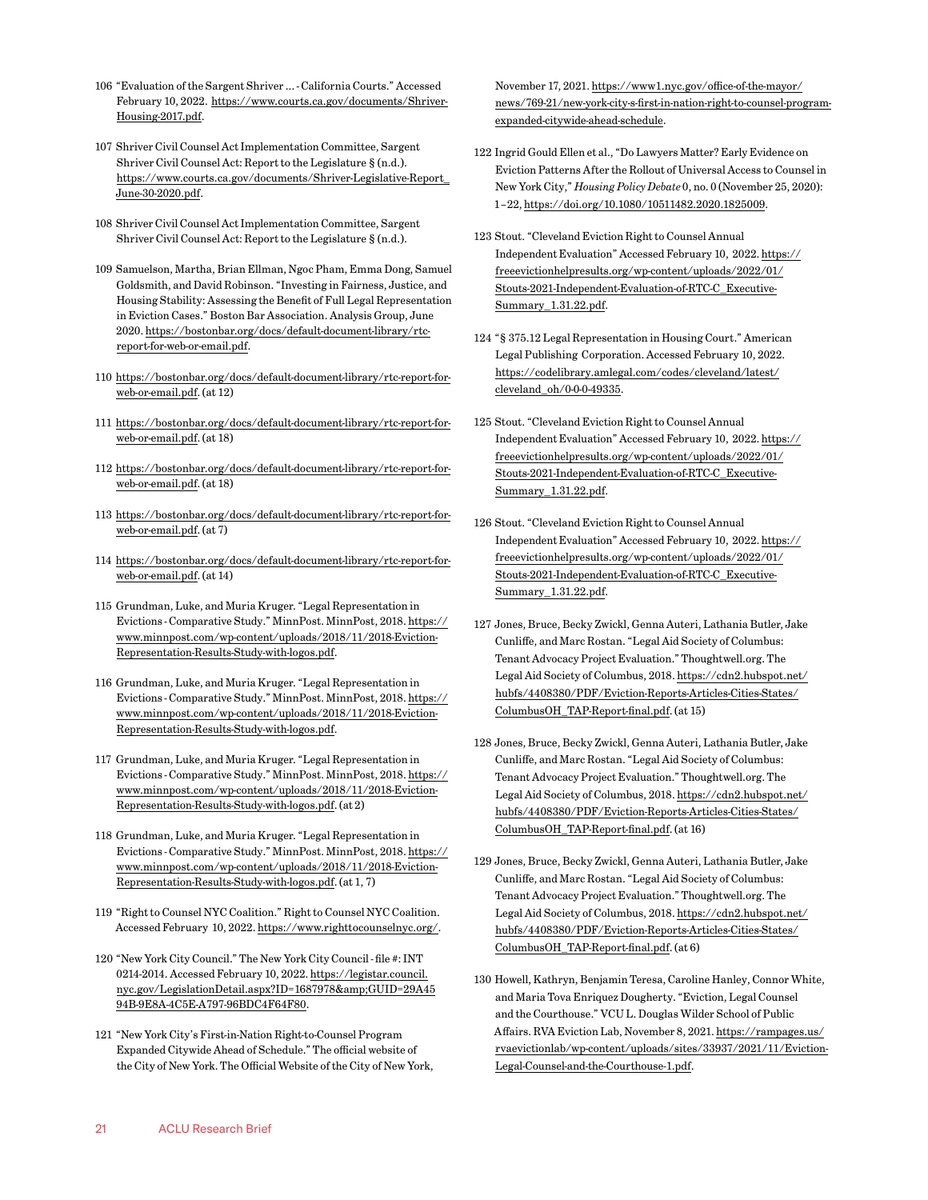106 "Evaluation of the Sargent Shriver ... - California Courts." Accessed February 10, 2022. https://www.courts.ca.gov/documents/Shriver-Housing-2017.pdf.

107 Shriver Civil Counsel Act Implementation Committee, Sargent Shriver Civil Counsel Act: Report to the Legislature § (n.d.). https://www.courts.ca.gov/documents/Shriver-Legislative-Report_June-30-2020.pdf.

108 Shriver Civil Counsel Act Implementation Committee, Sargent Shriver Civil Counsel Act: Report to the Legislature § (n.d.).

109 Samuelson, Martha, Brian Ellman, Ngoc Pham, Emma Dong, Samuel Goldsmith, and David Robinson. "Investing in Fairness, Justice, and Housing Stability: Assessing the Benefit of Full Legal Representation in Eviction Cases." Boston Bar Association. Analysis Group, June 2020. https://bostonbar.org/docs/default-document-library/rtc-report-for-web-or-email.pdf.

110 https://bostonbar.org/docs/default-document-library/rtc-report-for-web-or-email.pdf. (at 12)

111 https://bostonbar.org/docs/default-document-library/rtc-report-for-web-or-email.pdf. (at 18)

112 https://bostonbar.org/docs/default-document-library/rtc-report-for-web-or-email.pdf. (at 18)

113 https://bostonbar.org/docs/default-document-library/rtc-report-for-web-or-email.pdf. (at 7)

114 https://bostonbar.org/docs/default-document-library/rtc-report-for-web-or-email.pdf. (at 14)

115 Grundman, Luke, and Muria Kruger. "Legal Representation in Evictions - Comparative Study." MinnPost. MinnPost, 2018. https://www.minnpost.com/wp-content/uploads/2018/11/2018-Eviction-Representation-Results-Study-with-logos.pdf.

116 Grundman, Luke, and Muria Kruger. "Legal Representation in Evictions - Comparative Study." MinnPost. MinnPost, 2018. https://www.minnpost.com/wp-content/uploads/2018/11/2018-Eviction-Representation-Results-Study-with-logos.pdf.

117 Grundman, Luke, and Muria Kruger. "Legal Representation in Evictions - Comparative Study." MinnPost. MinnPost, 2018. https://www.minnpost.com/wp-content/uploads/2018/11/2018-Eviction-Representation-Results-Study-with-logos.pdf. (at 2)

118 Grundman, Luke, and Muria Kruger. "Legal Representation in Evictions - Comparative Study." MinnPost. MinnPost, 2018. https://www.minnpost.com/wp-content/uploads/2018/11/2018-Eviction-Representation-Results-Study-with-logos.pdf. (at 1, 7)

119 "Right to Counsel NYC Coalition." Right to Counsel NYC Coalition. Accessed February 10, 2022. https://www.righttocounselnyc.org/.

120 "New York City Council." The New York City Council - file #: INT 0214-2014. Accessed February 10, 2022. https://legistar.council.nyc.gov/LegislationDetail.aspx?ID=1687978&amp;GUID=29A4594B-9E8A-4C5E-A797-96BDC4F64F80.

121 "New York City's First-in-Nation Right-to-Counsel Program Expanded Citywide Ahead of Schedule." The official website of the City of New York. The Official Website of the City of New York, November 17, 2021. https://www1.nyc.gov/office-of-the-mayor/news/769-21/new-york-city-s-first-in-nation-right-to-counsel-program-expanded-citywide-ahead-schedule.

122 Ingrid Gould Ellen et al., "Do Lawyers Matter? Early Evidence on Eviction Patterns After the Rollout of Universal Access to Counsel in New York City," *Housing Policy Debate* 0, no. 0 (November 25, 2020): 1–22, https://doi.org/10.1080/10511482.2020.1825009.

123 Stout. "Cleveland Eviction Right to Counsel Annual Independent Evaluation" Accessed February 10, 2022. https://freeevictionhelpresults.org/wp-content/uploads/2022/01/Stouts-2021-Independent-Evaluation-of-RTC-C_Executive-Summary_1.31.22.pdf.

124 "§ 375.12 Legal Representation in Housing Court." American Legal Publishing Corporation. Accessed February 10, 2022. https://codelibrary.amlegal.com/codes/cleveland/latest/cleveland_oh/0-0-0-49335.

125 Stout. "Cleveland Eviction Right to Counsel Annual Independent Evaluation" Accessed February 10, 2022. https://freeevictionhelpresults.org/wp-content/uploads/2022/01/Stouts-2021-Independent-Evaluation-of-RTC-C_Executive-Summary_1.31.22.pdf.

126 Stout. "Cleveland Eviction Right to Counsel Annual Independent Evaluation" Accessed February 10, 2022. https://freeevictionhelpresults.org/wp-content/uploads/2022/01/Stouts-2021-Independent-Evaluation-of-RTC-C_Executive-Summary_1.31.22.pdf.

127 Jones, Bruce, Becky Zwickl, Genna Auteri, Lathania Butler, Jake Cunliffe, and Marc Rostan. "Legal Aid Society of Columbus: Tenant Advocacy Project Evaluation." Thoughtwell.org. The Legal Aid Society of Columbus, 2018. https://cdn2.hubspot.net/hubfs/4408380/PDF/Eviction-Reports-Articles-Cities-States/ColumbusOH_TAP-Report-final.pdf. (at 15)

128 Jones, Bruce, Becky Zwickl, Genna Auteri, Lathania Butler, Jake Cunliffe, and Marc Rostan. "Legal Aid Society of Columbus: Tenant Advocacy Project Evaluation." Thoughtwell.org. The Legal Aid Society of Columbus, 2018. https://cdn2.hubspot.net/hubfs/4408380/PDF/Eviction-Reports-Articles-Cities-States/ColumbusOH_TAP-Report-final.pdf. (at 16)

129 Jones, Bruce, Becky Zwickl, Genna Auteri, Lathania Butler, Jake Cunliffe, and Marc Rostan. "Legal Aid Society of Columbus: Tenant Advocacy Project Evaluation." Thoughtwell.org. The Legal Aid Society of Columbus, 2018. https://cdn2.hubspot.net/hubfs/4408380/PDF/Eviction-Reports-Articles-Cities-States/ColumbusOH_TAP-Report-final.pdf. (at 6)

130 Howell, Kathryn, Benjamin Teresa, Caroline Hanley, Connor White, and Maria Tova Enriquez Dougherty. "Eviction, Legal Counsel and the Courthouse." VCU L. Douglas Wilder School of Public Affairs. RVA Eviction Lab, November 8, 2021. https://rampages.us/rvaevictionlab/wp-content/uploads/sites/33937/2021/11/Eviction-Legal-Counsel-and-the-Courthouse-1.pdf.